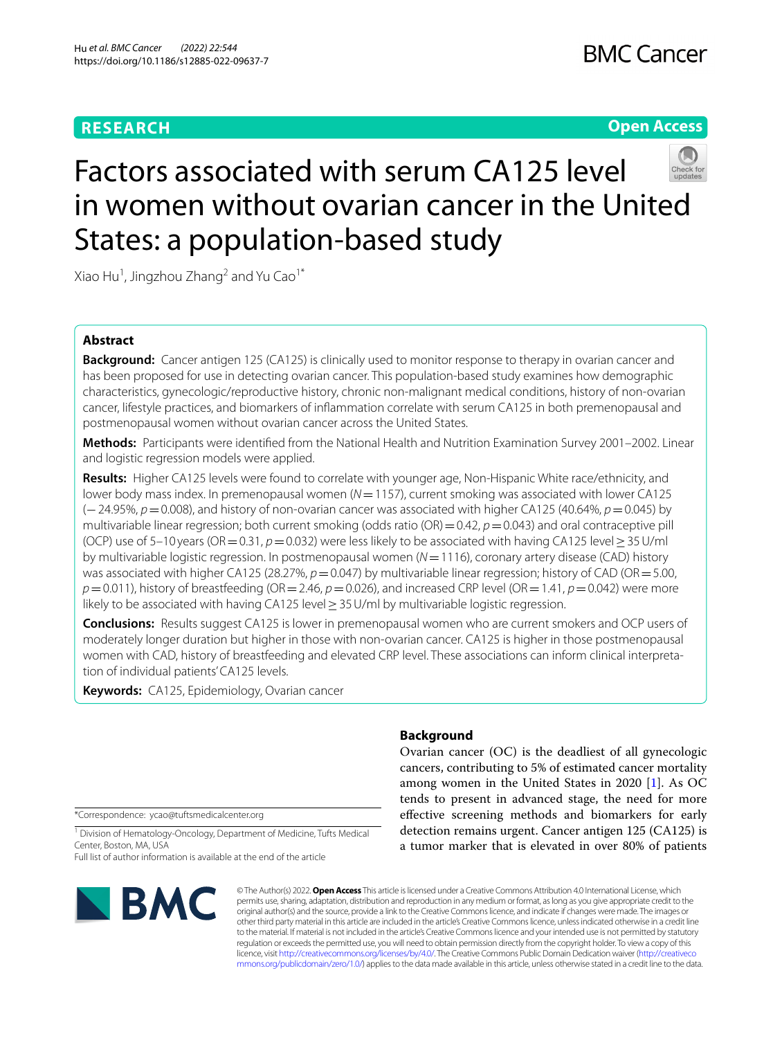**RESEARCH** **Open Access**

# Factors associated with serum CA125 level in women without ovarian cancer in the United States: a population-based study

Xiao Hu[1], Jingzhou Zhang[2] and Yu Cao[1*]

## Abstract

**Background:** Cancer antigen 125 (CA125) is clinically used to monitor response to therapy in ovarian cancer and has been proposed for use in detecting ovarian cancer. This population-based study examines how demographic characteristics, gynecologic/reproductive history, chronic non-malignant medical conditions, history of non-ovarian cancer, lifestyle practices, and biomarkers of inflammation correlate with serum CA125 in both premenopausal and postmenopausal women without ovarian cancer across the United States.

**Methods:** Participants were identified from the National Health and Nutrition Examination Survey 2001–2002. Linear and logistic regression models were applied.

**Results:** Higher CA125 levels were found to correlate with younger age, Non-Hispanic White race/ethnicity, and lower body mass index. In premenopausal women ($N = 1157$), current smoking was associated with lower CA125 (−24.95%, $p = 0.008$), and history of non-ovarian cancer was associated with higher CA125 (40.64%, $p = 0.045$) by multivariable linear regression; both current smoking (odds ratio (OR) = 0.42, $p = 0.043$) and oral contraceptive pill (OCP) use of 5–10 years (OR = 0.31, $p = 0.032$) were less likely to be associated with having CA125 level ≥ 35 U/ml by multivariable logistic regression. In postmenopausal women ($N = 1116$), coronary artery disease (CAD) history was associated with higher CA125 (28.27%, $p = 0.047$) by multivariable linear regression; history of CAD (OR = 5.00, $p = 0.011$), history of breastfeeding (OR = 2.46, $p = 0.026$), and increased CRP level (OR = 1.41, $p = 0.042$) were more likely to be associated with having CA125 level ≥ 35 U/ml by multivariable logistic regression.

**Conclusions:** Results suggest CA125 is lower in premenopausal women who are current smokers and OCP users of moderately longer duration but higher in those with non-ovarian cancer. CA125 is higher in those postmenopausal women with CAD, history of breastfeeding and elevated CRP level. These associations can inform clinical interpretation of individual patients' CA125 levels.

**Keywords:** CA125, Epidemiology, Ovarian cancer

## Background

Ovarian cancer (OC) is the deadliest of all gynecologic cancers, contributing to 5% of estimated cancer mortality among women in the United States in 2020 [1]. As OC tends to present in advanced stage, the need for more effective screening methods and biomarkers for early detection remains urgent. Cancer antigen 125 (CA125) is a tumor marker that is elevated in over 80% of patients

*Correspondence: ycao@tuftsmedicalcenter.org

[1] Division of Hematology-Oncology, Department of Medicine, Tufts Medical Center, Boston, MA, USA

Full list of author information is available at the end of the article

© The Author(s) 2022. **Open Access** This article is licensed under a Creative Commons Attribution 4.0 International License, which permits use, sharing, adaptation, distribution and reproduction in any medium or format, as long as you give appropriate credit to the original author(s) and the source, provide a link to the Creative Commons licence, and indicate if changes were made. The images or other third party material in this article are included in the article's Creative Commons licence, unless indicated otherwise in a credit line to the material. If material is not included in the article's Creative Commons licence and your intended use is not permitted by statutory regulation or exceeds the permitted use, you will need to obtain permission directly from the copyright holder. To view a copy of this licence, visit http://creativecommons.org/licenses/by/4.0/. The Creative Commons Public Domain Dedication waiver (http://creativecommons.org/publicdomain/zero/1.0/) applies to the data made available in this article, unless otherwise stated in a credit line to the data.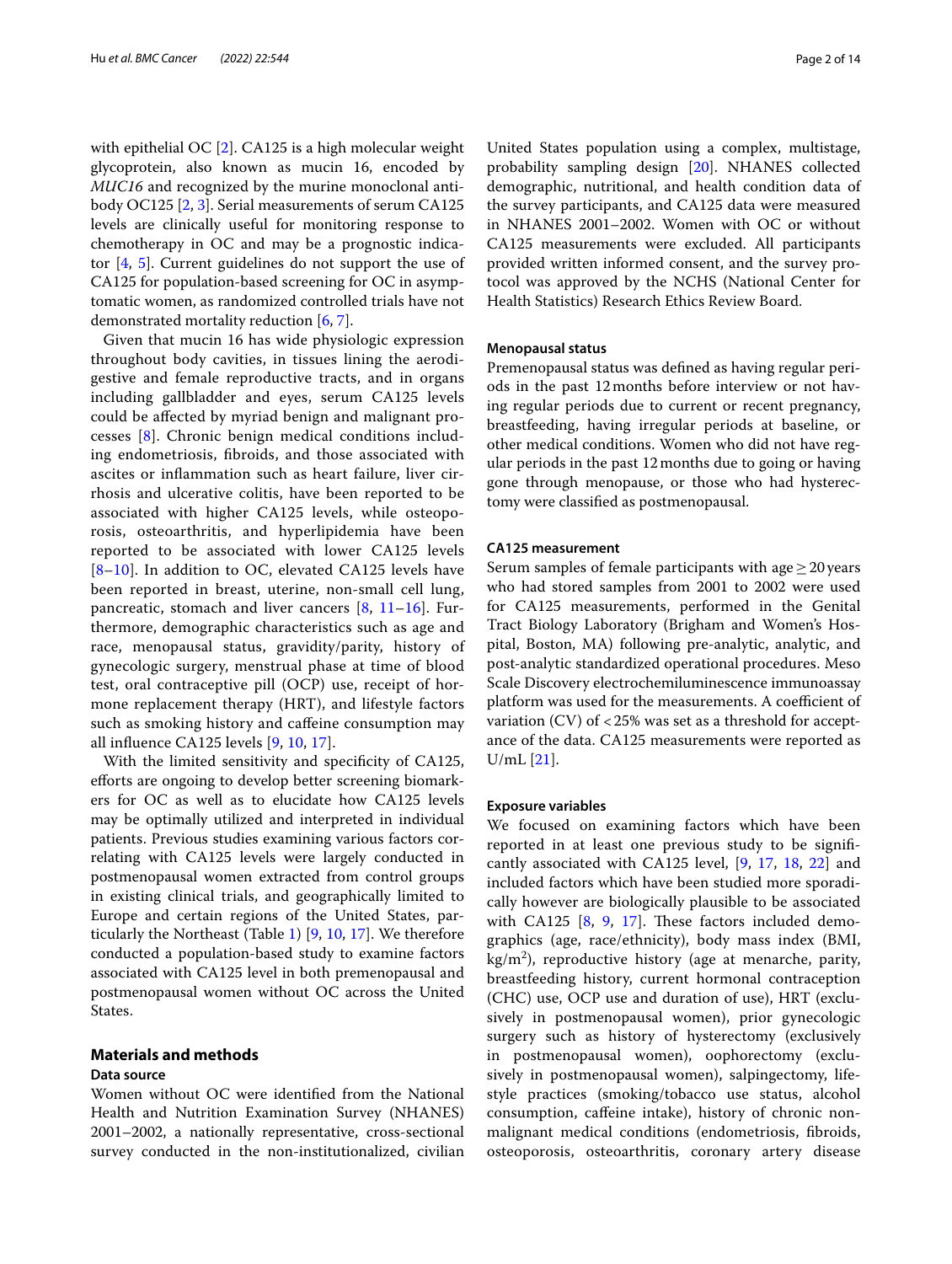with epithelial OC [2]. CA125 is a high molecular weight glycoprotein, also known as mucin 16, encoded by *MUC16* and recognized by the murine monoclonal antibody OC125 [2, 3]. Serial measurements of serum CA125 levels are clinically useful for monitoring response to chemotherapy in OC and may be a prognostic indicator [4, 5]. Current guidelines do not support the use of CA125 for population-based screening for OC in asymptomatic women, as randomized controlled trials have not demonstrated mortality reduction [6, 7].

Given that mucin 16 has wide physiologic expression throughout body cavities, in tissues lining the aerodigestive and female reproductive tracts, and in organs including gallbladder and eyes, serum CA125 levels could be affected by myriad benign and malignant processes [8]. Chronic benign medical conditions including endometriosis, fibroids, and those associated with ascites or inflammation such as heart failure, liver cirrhosis and ulcerative colitis, have been reported to be associated with higher CA125 levels, while osteoporosis, osteoarthritis, and hyperlipidemia have been reported to be associated with lower CA125 levels [8–10]. In addition to OC, elevated CA125 levels have been reported in breast, uterine, non-small cell lung, pancreatic, stomach and liver cancers [8, 11–16]. Furthermore, demographic characteristics such as age and race, menopausal status, gravidity/parity, history of gynecologic surgery, menstrual phase at time of blood test, oral contraceptive pill (OCP) use, receipt of hormone replacement therapy (HRT), and lifestyle factors such as smoking history and caffeine consumption may all influence CA125 levels [9, 10, 17].

With the limited sensitivity and specificity of CA125, efforts are ongoing to develop better screening biomarkers for OC as well as to elucidate how CA125 levels may be optimally utilized and interpreted in individual patients. Previous studies examining various factors correlating with CA125 levels were largely conducted in postmenopausal women extracted from control groups in existing clinical trials, and geographically limited to Europe and certain regions of the United States, particularly the Northeast (Table 1) [9, 10, 17]. We therefore conducted a population-based study to examine factors associated with CA125 level in both premenopausal and postmenopausal women without OC across the United States.

## Materials and methods

### Data source

Women without OC were identified from the National Health and Nutrition Examination Survey (NHANES) 2001–2002, a nationally representative, cross-sectional survey conducted in the non-institutionalized, civilian United States population using a complex, multistage, probability sampling design [20]. NHANES collected demographic, nutritional, and health condition data of the survey participants, and CA125 data were measured in NHANES 2001–2002. Women with OC or without CA125 measurements were excluded. All participants provided written informed consent, and the survey protocol was approved by the NCHS (National Center for Health Statistics) Research Ethics Review Board.

### Menopausal status

Premenopausal status was defined as having regular periods in the past 12 months before interview or not having regular periods due to current or recent pregnancy, breastfeeding, having irregular periods at baseline, or other medical conditions. Women who did not have regular periods in the past 12 months due to going or having gone through menopause, or those who had hysterectomy were classified as postmenopausal.

### CA125 measurement

Serum samples of female participants with age ≥ 20 years who had stored samples from 2001 to 2002 were used for CA125 measurements, performed in the Genital Tract Biology Laboratory (Brigham and Women's Hospital, Boston, MA) following pre-analytic, analytic, and post-analytic standardized operational procedures. Meso Scale Discovery electrochemiluminescence immunoassay platform was used for the measurements. A coefficient of variation (CV) of < 25% was set as a threshold for acceptance of the data. CA125 measurements were reported as U/mL [21].

### Exposure variables

We focused on examining factors which have been reported in at least one previous study to be significantly associated with CA125 level, [9, 17, 18, 22] and included factors which have been studied more sporadically however are biologically plausible to be associated with CA125 [8, 9, 17]. These factors included demographics (age, race/ethnicity), body mass index (BMI, kg/m$^2$), reproductive history (age at menarche, parity, breastfeeding history, current hormonal contraception (CHC) use, OCP use and duration of use), HRT (exclusively in postmenopausal women), prior gynecologic surgery such as history of hysterectomy (exclusively in postmenopausal women), oophorectomy (exclusively in postmenopausal women), salpingectomy, lifestyle practices (smoking/tobacco use status, alcohol consumption, caffeine intake), history of chronic non-malignant medical conditions (endometriosis, fibroids, osteoporosis, osteoarthritis, coronary artery disease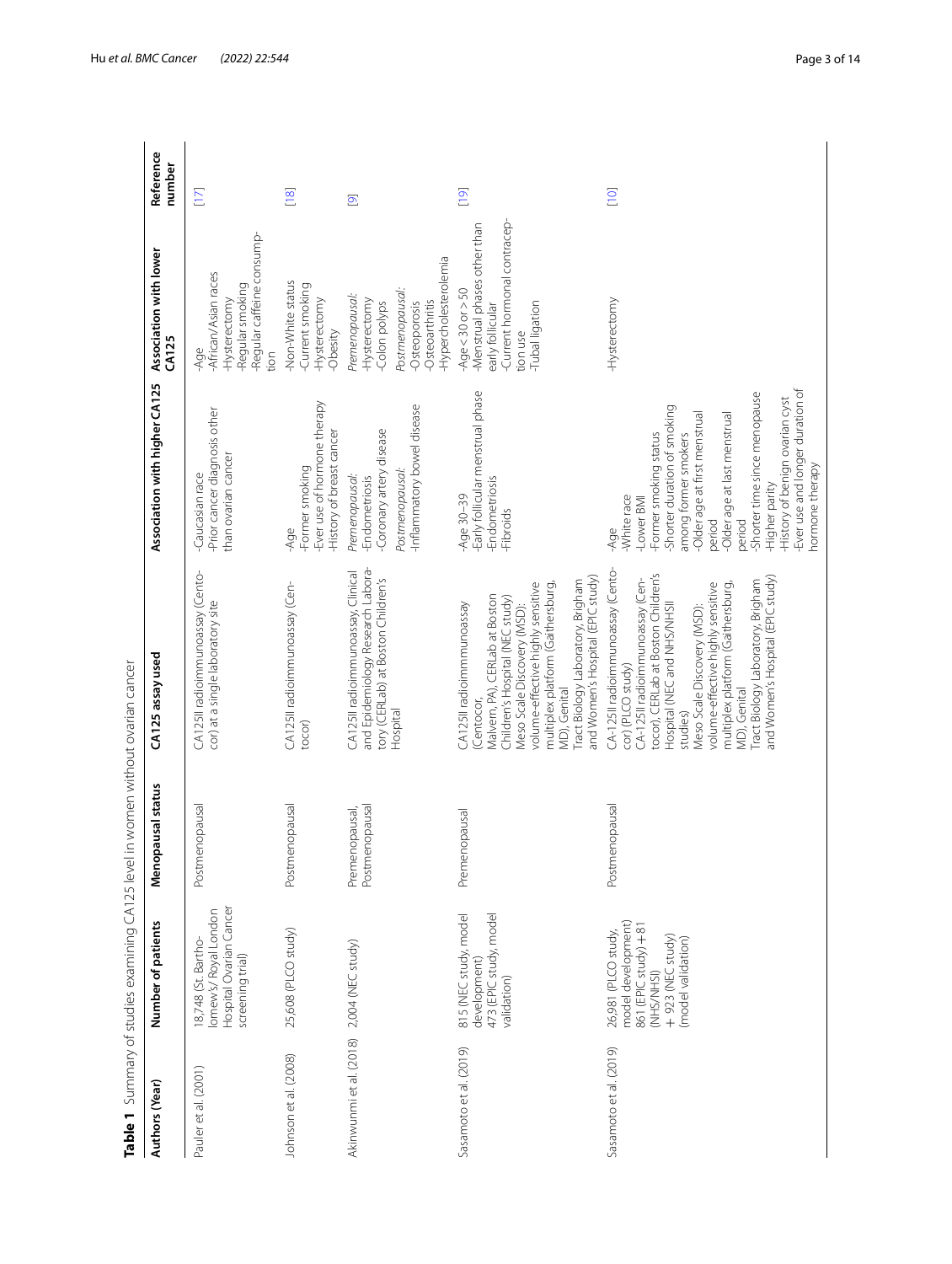**Table 1** Summary of studies examining CA125 level in women without ovarian cancer

| Authors (Year) | Number of patients | Menopausal status | CA125 assay used | Association with higher CA125 | Association with lower CA125 | Reference number |
|---|---|---|---|---|---|---|
| Pauler et al. (2001) | 18,748 (St. Bartholomew's/ Royal London Hospital Ovarian Cancer screening trial) | Postmenopausal | CA125II radioimmunoassay (Centocor) at a single laboratory site | -Caucasian race<br>-Prior cancer diagnosis other than ovarian cancer | -Age<br>-African/Asian races<br>-Hysterectomy<br>-Regular smoking<br>-Regular caffeine consumption | [17] |
| Johnson et al. (2008) | 25,608 (PLCO study) | Postmenopausal | CA125II radioimmunoassay (Centocor) | -Age<br>-Former smoking<br>-Ever use of hormone therapy<br>-History of breast cancer | -Non-White status<br>-Current smoking<br>-Hysterectomy<br>-Obesity | [18] |
| Akinwunmi et al. (2018) | 2,004 (NEC study) | Premenopausal, Postmenopausal | CA125II radioimmunoassay, Clinical and Epidemiology Research Laboratory (CERLab) at Boston Children's Hospital | *Premenopausal:*<br>-Endometriosis<br>-Coronary artery disease<br>*Postmenopausal:*<br>-Inflammatory bowel disease | *Premenopausal:*<br>-Hysterectomy<br>-Colon polyps<br>*Postmenopausal:*<br>-Osteoporosis<br>-Osteoarthritis<br>-Hypercholesterolemia | [9] |
| Sasamoto et al. (2019) | 815 (NEC study, model development)<br>473 (EPIC study, model validation) | Premenopausal | CA125II radioimmunoassay (Centocor, Malvern, PA), CERLab at Boston Children's Hospital (NEC study)<br>Meso Scale Discovery (MSD): volume-effective highly sensitive multiplex platform (Gaithersburg, MD), Genital Tract Biology Laboratory, Brigham and Women's Hospital (EPIC study) | -Age 30–39<br>-Early follicular menstrual phase<br>-Endometriosis<br>-Fibroids | -Age < 30 or > 50<br>-Menstrual phases other than early follicular<br>-Current hormonal contraception use<br>-Tubal ligation | [19] |
| Sasamoto et al. (2019) | 26,981 (PLCO study, model development)<br>861 (EPIC study) + 81 (NHS/NHSII)<br>+ 923 (NEC study)<br>(model validation) | Postmenopausal | CA-125II radioimmunoassay (Centocor) (PLCO study)<br>CA-125II radioimmunoassay (Centocor), CERLab at Boston Children's Hospital (NEC and NHS/NHSII studies)<br>Meso Scale Discovery (MSD): volume-effective highly sensitive multiplex platform (Gaithersburg, MD), Genital Tract Biology Laboratory, Brigham and Women's Hospital (EPIC study) | -Age<br>-White race<br>-Lower BMI<br>-Former smoking status<br>-Shorter duration of smoking among former smokers<br>-Older age at first menstrual period<br>-Older age at last menstrual period<br>-Shorter time since menopause<br>-Higher parity<br>-History of benign ovarian cyst<br>-Ever use and longer duration of hormone therapy | -Hysterectomy | [10] |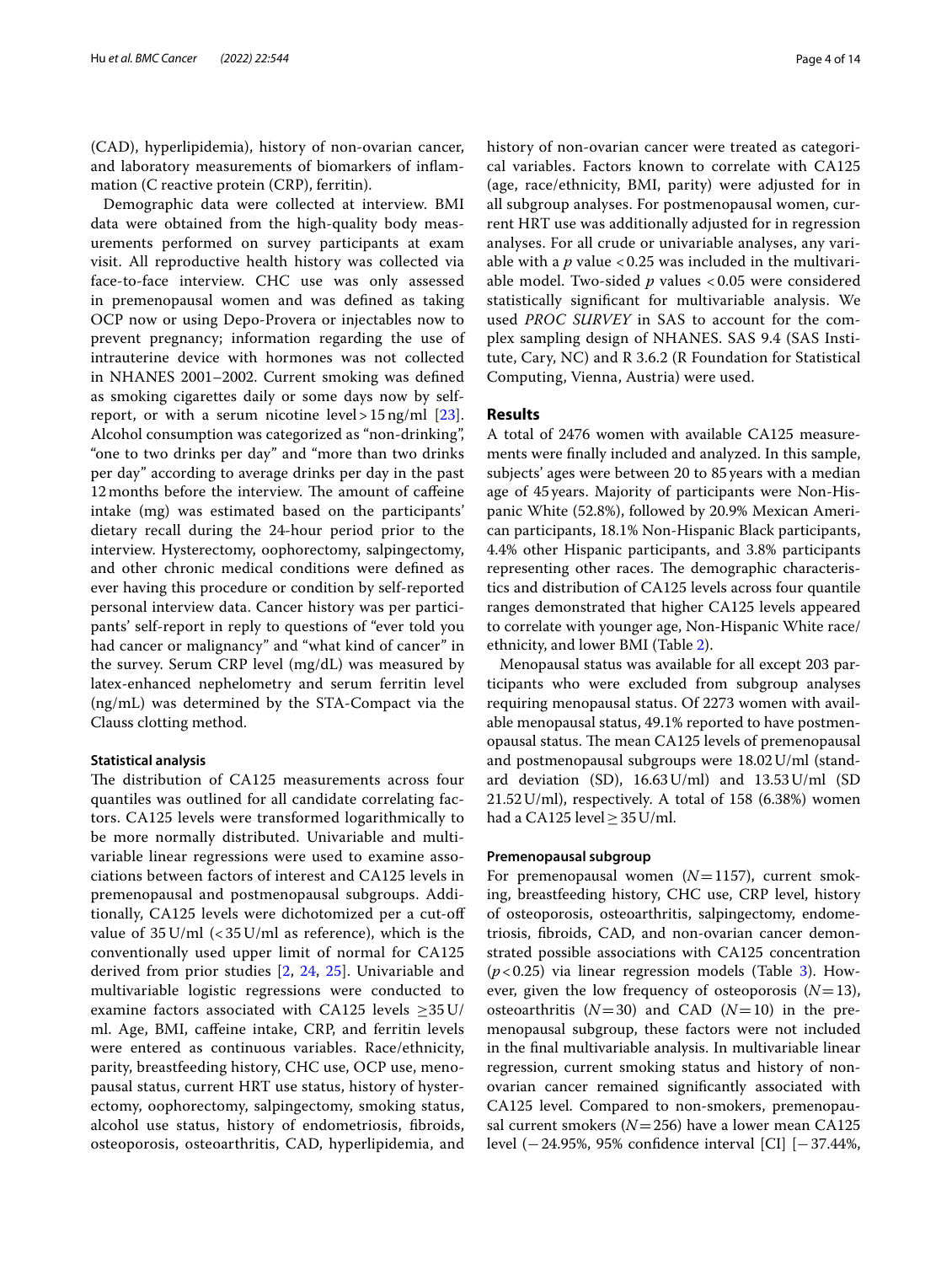(CAD), hyperlipidemia), history of non-ovarian cancer, and laboratory measurements of biomarkers of inflammation (C reactive protein (CRP), ferritin).

Demographic data were collected at interview. BMI data were obtained from the high-quality body measurements performed on survey participants at exam visit. All reproductive health history was collected via face-to-face interview. CHC use was only assessed in premenopausal women and was defined as taking OCP now or using Depo-Provera or injectables now to prevent pregnancy; information regarding the use of intrauterine device with hormones was not collected in NHANES 2001–2002. Current smoking was defined as smoking cigarettes daily or some days now by self-report, or with a serum nicotine level > 15 ng/ml [23]. Alcohol consumption was categorized as "non-drinking", "one to two drinks per day" and "more than two drinks per day" according to average drinks per day in the past 12 months before the interview. The amount of caffeine intake (mg) was estimated based on the participants' dietary recall during the 24-hour period prior to the interview. Hysterectomy, oophorectomy, salpingectomy, and other chronic medical conditions were defined as ever having this procedure or condition by self-reported personal interview data. Cancer history was per participants' self-report in reply to questions of "ever told you had cancer or malignancy" and "what kind of cancer" in the survey. Serum CRP level (mg/dL) was measured by latex-enhanced nephelometry and serum ferritin level (ng/mL) was determined by the STA-Compact via the Clauss clotting method.

### Statistical analysis

The distribution of CA125 measurements across four quantiles was outlined for all candidate correlating factors. CA125 levels were transformed logarithmically to be more normally distributed. Univariable and multivariable linear regressions were used to examine associations between factors of interest and CA125 levels in premenopausal and postmenopausal subgroups. Additionally, CA125 levels were dichotomized per a cut-off value of 35 U/ml (< 35 U/ml as reference), which is the conventionally used upper limit of normal for CA125 derived from prior studies [2, 24, 25]. Univariable and multivariable logistic regressions were conducted to examine factors associated with CA125 levels ≥35 U/ml. Age, BMI, caffeine intake, CRP, and ferritin levels were entered as continuous variables. Race/ethnicity, parity, breastfeeding history, CHC use, OCP use, menopausal status, current HRT use status, history of hysterectomy, oophorectomy, salpingectomy, smoking status, alcohol use status, history of endometriosis, fibroids, osteoporosis, osteoarthritis, CAD, hyperlipidemia, and history of non-ovarian cancer were treated as categorical variables. Factors known to correlate with CA125 (age, race/ethnicity, BMI, parity) were adjusted for in all subgroup analyses. For postmenopausal women, current HRT use was additionally adjusted for in regression analyses. For all crude or univariable analyses, any variable with a $p$ value < 0.25 was included in the multivariable model. Two-sided $p$ values < 0.05 were considered statistically significant for multivariable analysis. We used *PROC SURVEY* in SAS to account for the complex sampling design of NHANES. SAS 9.4 (SAS Institute, Cary, NC) and R 3.6.2 (R Foundation for Statistical Computing, Vienna, Austria) were used.

## Results

A total of 2476 women with available CA125 measurements were finally included and analyzed. In this sample, subjects' ages were between 20 to 85 years with a median age of 45 years. Majority of participants were Non-Hispanic White (52.8%), followed by 20.9% Mexican American participants, 18.1% Non-Hispanic Black participants, 4.4% other Hispanic participants, and 3.8% participants representing other races. The demographic characteristics and distribution of CA125 levels across four quantile ranges demonstrated that higher CA125 levels appeared to correlate with younger age, Non-Hispanic White race/ethnicity, and lower BMI (Table 2).

Menopausal status was available for all except 203 participants who were excluded from subgroup analyses requiring menopausal status. Of 2273 women with available menopausal status, 49.1% reported to have postmenopausal status. The mean CA125 levels of premenopausal and postmenopausal subgroups were 18.02 U/ml (standard deviation (SD), 16.63 U/ml) and 13.53 U/ml (SD 21.52 U/ml), respectively. A total of 158 (6.38%) women had a CA125 level ≥ 35 U/ml.

### Premenopausal subgroup

For premenopausal women ($N$ = 1157), current smoking, breastfeeding history, CHC use, CRP level, history of osteoporosis, osteoarthritis, salpingectomy, endometriosis, fibroids, CAD, and non-ovarian cancer demonstrated possible associations with CA125 concentration ($p$ < 0.25) via linear regression models (Table 3). However, given the low frequency of osteoporosis ($N$ = 13), osteoarthritis ($N$ = 30) and CAD ($N$ = 10) in the premenopausal subgroup, these factors were not included in the final multivariable analysis. In multivariable linear regression, current smoking status and history of non-ovarian cancer remained significantly associated with CA125 level. Compared to non-smokers, premenopausal current smokers ($N$ = 256) have a lower mean CA125 level (−24.95%, 95% confidence interval [CI] [−37.44%,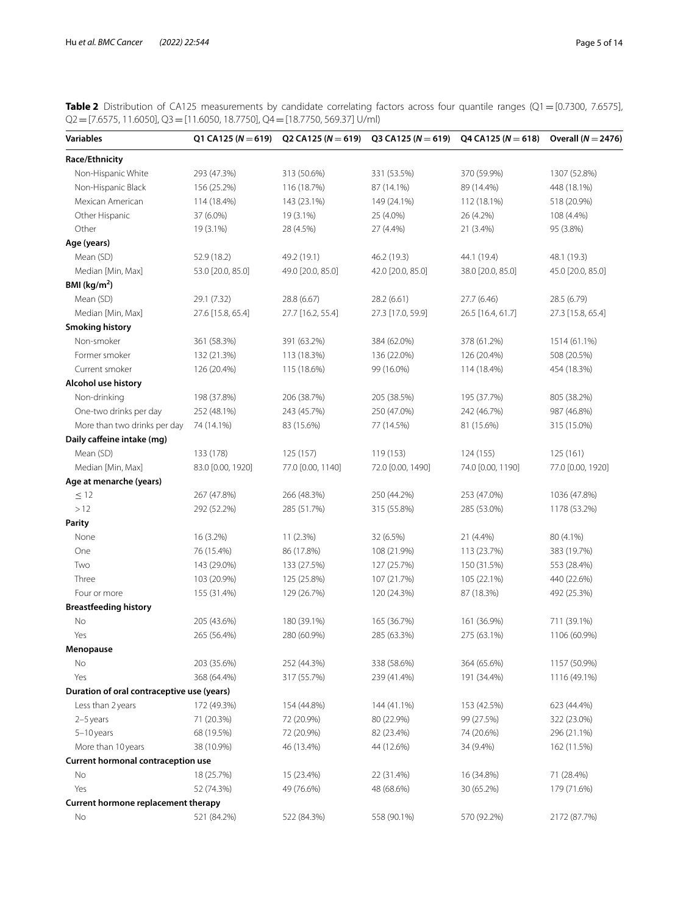**Table 2** Distribution of CA125 measurements by candidate correlating factors across four quantile ranges (Q1 = [0.7300, 7.6575], Q2 = [7.6575, 11.6050], Q3 = [11.6050, 18.7750], Q4 = [18.7750, 569.37] U/ml)

| Variables | Q1 CA125 ($N = 619$) | Q2 CA125 ($N = 619$) | Q3 CA125 ($N = 619$) | Q4 CA125 ($N = 618$) | Overall ($N = 2476$) |
|---|---|---|---|---|---|
| **Race/Ethnicity** | | | | | |
| Non-Hispanic White | 293 (47.3%) | 313 (50.6%) | 331 (53.5%) | 370 (59.9%) | 1307 (52.8%) |
| Non-Hispanic Black | 156 (25.2%) | 116 (18.7%) | 87 (14.1%) | 89 (14.4%) | 448 (18.1%) |
| Mexican American | 114 (18.4%) | 143 (23.1%) | 149 (24.1%) | 112 (18.1%) | 518 (20.9%) |
| Other Hispanic | 37 (6.0%) | 19 (3.1%) | 25 (4.0%) | 26 (4.2%) | 108 (4.4%) |
| Other | 19 (3.1%) | 28 (4.5%) | 27 (4.4%) | 21 (3.4%) | 95 (3.8%) |
| **Age (years)** | | | | | |
| Mean (SD) | 52.9 (18.2) | 49.2 (19.1) | 46.2 (19.3) | 44.1 (19.4) | 48.1 (19.3) |
| Median [Min, Max] | 53.0 [20.0, 85.0] | 49.0 [20.0, 85.0] | 42.0 [20.0, 85.0] | 38.0 [20.0, 85.0] | 45.0 [20.0, 85.0] |
| **BMI (kg/m$^2$)** | | | | | |
| Mean (SD) | 29.1 (7.32) | 28.8 (6.67) | 28.2 (6.61) | 27.7 (6.46) | 28.5 (6.79) |
| Median [Min, Max] | 27.6 [15.8, 65.4] | 27.7 [16.2, 55.4] | 27.3 [17.0, 59.9] | 26.5 [16.4, 61.7] | 27.3 [15.8, 65.4] |
| **Smoking history** | | | | | |
| Non-smoker | 361 (58.3%) | 391 (63.2%) | 384 (62.0%) | 378 (61.2%) | 1514 (61.1%) |
| Former smoker | 132 (21.3%) | 113 (18.3%) | 136 (22.0%) | 126 (20.4%) | 508 (20.5%) |
| Current smoker | 126 (20.4%) | 115 (18.6%) | 99 (16.0%) | 114 (18.4%) | 454 (18.3%) |
| **Alcohol use history** | | | | | |
| Non-drinking | 198 (37.8%) | 206 (38.7%) | 205 (38.5%) | 195 (37.7%) | 805 (38.2%) |
| One-two drinks per day | 252 (48.1%) | 243 (45.7%) | 250 (47.0%) | 242 (46.7%) | 987 (46.8%) |
| More than two drinks per day | 74 (14.1%) | 83 (15.6%) | 77 (14.5%) | 81 (15.6%) | 315 (15.0%) |
| **Daily caffeine intake (mg)** | | | | | |
| Mean (SD) | 133 (178) | 125 (157) | 119 (153) | 124 (155) | 125 (161) |
| Median [Min, Max] | 83.0 [0.00, 1920] | 77.0 [0.00, 1140] | 72.0 [0.00, 1490] | 74.0 [0.00, 1190] | 77.0 [0.00, 1920] |
| **Age at menarche (years)** | | | | | |
| ≤ 12 | 267 (47.8%) | 266 (48.3%) | 250 (44.2%) | 253 (47.0%) | 1036 (47.8%) |
| > 12 | 292 (52.2%) | 285 (51.7%) | 315 (55.8%) | 285 (53.0%) | 1178 (53.2%) |
| **Parity** | | | | | |
| None | 16 (3.2%) | 11 (2.3%) | 32 (6.5%) | 21 (4.4%) | 80 (4.1%) |
| One | 76 (15.4%) | 86 (17.8%) | 108 (21.9%) | 113 (23.7%) | 383 (19.7%) |
| Two | 143 (29.0%) | 133 (27.5%) | 127 (25.7%) | 150 (31.5%) | 553 (28.4%) |
| Three | 103 (20.9%) | 125 (25.8%) | 107 (21.7%) | 105 (22.1%) | 440 (22.6%) |
| Four or more | 155 (31.4%) | 129 (26.7%) | 120 (24.3%) | 87 (18.3%) | 492 (25.3%) |
| **Breastfeeding history** | | | | | |
| No | 205 (43.6%) | 180 (39.1%) | 165 (36.7%) | 161 (36.9%) | 711 (39.1%) |
| Yes | 265 (56.4%) | 280 (60.9%) | 285 (63.3%) | 275 (63.1%) | 1106 (60.9%) |
| **Menopause** | | | | | |
| No | 203 (35.6%) | 252 (44.3%) | 338 (58.6%) | 364 (65.6%) | 1157 (50.9%) |
| Yes | 368 (64.4%) | 317 (55.7%) | 239 (41.4%) | 191 (34.4%) | 1116 (49.1%) |
| **Duration of oral contraceptive use (years)** | | | | | |
| Less than 2 years | 172 (49.3%) | 154 (44.8%) | 144 (41.1%) | 153 (42.5%) | 623 (44.4%) |
| 2–5 years | 71 (20.3%) | 72 (20.9%) | 80 (22.9%) | 99 (27.5%) | 322 (23.0%) |
| 5–10 years | 68 (19.5%) | 72 (20.9%) | 82 (23.4%) | 74 (20.6%) | 296 (21.1%) |
| More than 10 years | 38 (10.9%) | 46 (13.4%) | 44 (12.6%) | 34 (9.4%) | 162 (11.5%) |
| **Current hormonal contraception use** | | | | | |
| No | 18 (25.7%) | 15 (23.4%) | 22 (31.4%) | 16 (34.8%) | 71 (28.4%) |
| Yes | 52 (74.3%) | 49 (76.6%) | 48 (68.6%) | 30 (65.2%) | 179 (71.6%) |
| **Current hormone replacement therapy** | | | | | |
| No | 521 (84.2%) | 522 (84.3%) | 558 (90.1%) | 570 (92.2%) | 2172 (87.7%) |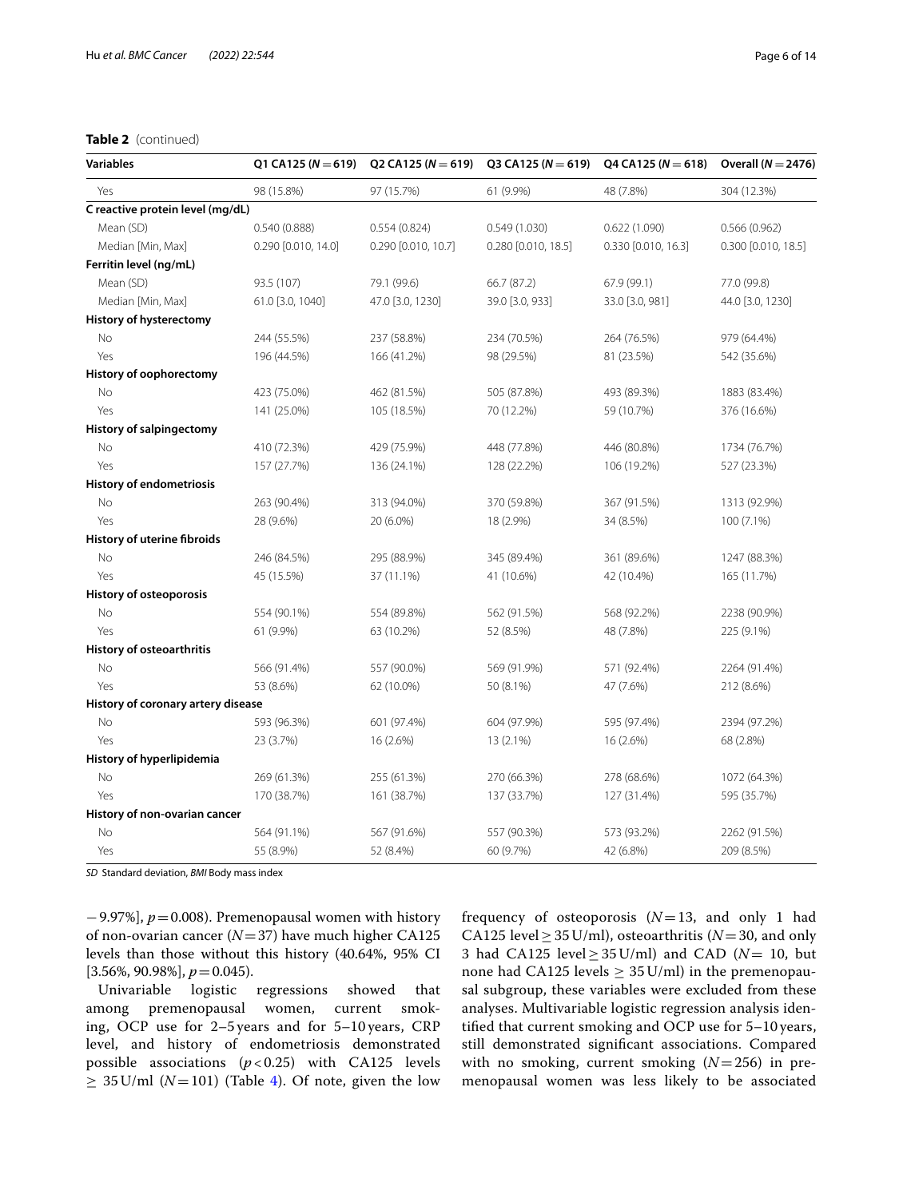**Table 2** (continued)

| Variables | Q1 CA125 ($N=619$) | Q2 CA125 ($N=619$) | Q3 CA125 ($N=619$) | Q4 CA125 ($N=618$) | Overall ($N=2476$) |
|---|---|---|---|---|---|
| Yes | 98 (15.8%) | 97 (15.7%) | 61 (9.9%) | 48 (7.8%) | 304 (12.3%) |
| **C reactive protein level (mg/dL)** | | | | | |
| Mean (SD) | 0.540 (0.888) | 0.554 (0.824) | 0.549 (1.030) | 0.622 (1.090) | 0.566 (0.962) |
| Median [Min, Max] | 0.290 [0.010, 14.0] | 0.290 [0.010, 10.7] | 0.280 [0.010, 18.5] | 0.330 [0.010, 16.3] | 0.300 [0.010, 18.5] |
| **Ferritin level (ng/mL)** | | | | | |
| Mean (SD) | 93.5 (107) | 79.1 (99.6) | 66.7 (87.2) | 67.9 (99.1) | 77.0 (99.8) |
| Median [Min, Max] | 61.0 [3.0, 1040] | 47.0 [3.0, 1230] | 39.0 [3.0, 933] | 33.0 [3.0, 981] | 44.0 [3.0, 1230] |
| **History of hysterectomy** | | | | | |
| No | 244 (55.5%) | 237 (58.8%) | 234 (70.5%) | 264 (76.5%) | 979 (64.4%) |
| Yes | 196 (44.5%) | 166 (41.2%) | 98 (29.5%) | 81 (23.5%) | 542 (35.6%) |
| **History of oophorectomy** | | | | | |
| No | 423 (75.0%) | 462 (81.5%) | 505 (87.8%) | 493 (89.3%) | 1883 (83.4%) |
| Yes | 141 (25.0%) | 105 (18.5%) | 70 (12.2%) | 59 (10.7%) | 376 (16.6%) |
| **History of salpingectomy** | | | | | |
| No | 410 (72.3%) | 429 (75.9%) | 448 (77.8%) | 446 (80.8%) | 1734 (76.7%) |
| Yes | 157 (27.7%) | 136 (24.1%) | 128 (22.2%) | 106 (19.2%) | 527 (23.3%) |
| **History of endometriosis** | | | | | |
| No | 263 (90.4%) | 313 (94.0%) | 370 (59.8%) | 367 (91.5%) | 1313 (92.9%) |
| Yes | 28 (9.6%) | 20 (6.0%) | 18 (2.9%) | 34 (8.5%) | 100 (7.1%) |
| **History of uterine fibroids** | | | | | |
| No | 246 (84.5%) | 295 (88.9%) | 345 (89.4%) | 361 (89.6%) | 1247 (88.3%) |
| Yes | 45 (15.5%) | 37 (11.1%) | 41 (10.6%) | 42 (10.4%) | 165 (11.7%) |
| **History of osteoporosis** | | | | | |
| No | 554 (90.1%) | 554 (89.8%) | 562 (91.5%) | 568 (92.2%) | 2238 (90.9%) |
| Yes | 61 (9.9%) | 63 (10.2%) | 52 (8.5%) | 48 (7.8%) | 225 (9.1%) |
| **History of osteoarthritis** | | | | | |
| No | 566 (91.4%) | 557 (90.0%) | 569 (91.9%) | 571 (92.4%) | 2264 (91.4%) |
| Yes | 53 (8.6%) | 62 (10.0%) | 50 (8.1%) | 47 (7.6%) | 212 (8.6%) |
| **History of coronary artery disease** | | | | | |
| No | 593 (96.3%) | 601 (97.4%) | 604 (97.9%) | 595 (97.4%) | 2394 (97.2%) |
| Yes | 23 (3.7%) | 16 (2.6%) | 13 (2.1%) | 16 (2.6%) | 68 (2.8%) |
| **History of hyperlipidemia** | | | | | |
| No | 269 (61.3%) | 255 (61.3%) | 270 (66.3%) | 278 (68.6%) | 1072 (64.3%) |
| Yes | 170 (38.7%) | 161 (38.7%) | 137 (33.7%) | 127 (31.4%) | 595 (35.7%) |
| **History of non-ovarian cancer** | | | | | |
| No | 564 (91.1%) | 567 (91.6%) | 557 (90.3%) | 573 (93.2%) | 2262 (91.5%) |
| Yes | 55 (8.9%) | 52 (8.4%) | 60 (9.7%) | 42 (6.8%) | 209 (8.5%) |

*SD* Standard deviation, *BMI* Body mass index

−9.97%], $p=0.008$). Premenopausal women with history of non-ovarian cancer ($N=37$) have much higher CA125 levels than those without this history (40.64%, 95% CI [3.56%, 90.98%], $p=0.045$).

Univariable logistic regressions showed that among premenopausal women, current smoking, OCP use for 2–5 years and for 5–10 years, CRP level, and history of endometriosis demonstrated possible associations ($p<0.25$) with CA125 levels $\geq$ 35 U/ml ($N=101$) (Table 4). Of note, given the low frequency of osteoporosis ($N=13$, and only 1 had CA125 level $\geq$ 35 U/ml), osteoarthritis ($N=30$, and only 3 had CA125 level $\geq$ 35 U/ml) and CAD ($N=10$, but none had CA125 levels $\geq$ 35 U/ml) in the premenopausal subgroup, these variables were excluded from these analyses. Multivariable logistic regression analysis identified that current smoking and OCP use for 5–10 years, still demonstrated significant associations. Compared with no smoking, current smoking ($N=256$) in premenopausal women was less likely to be associated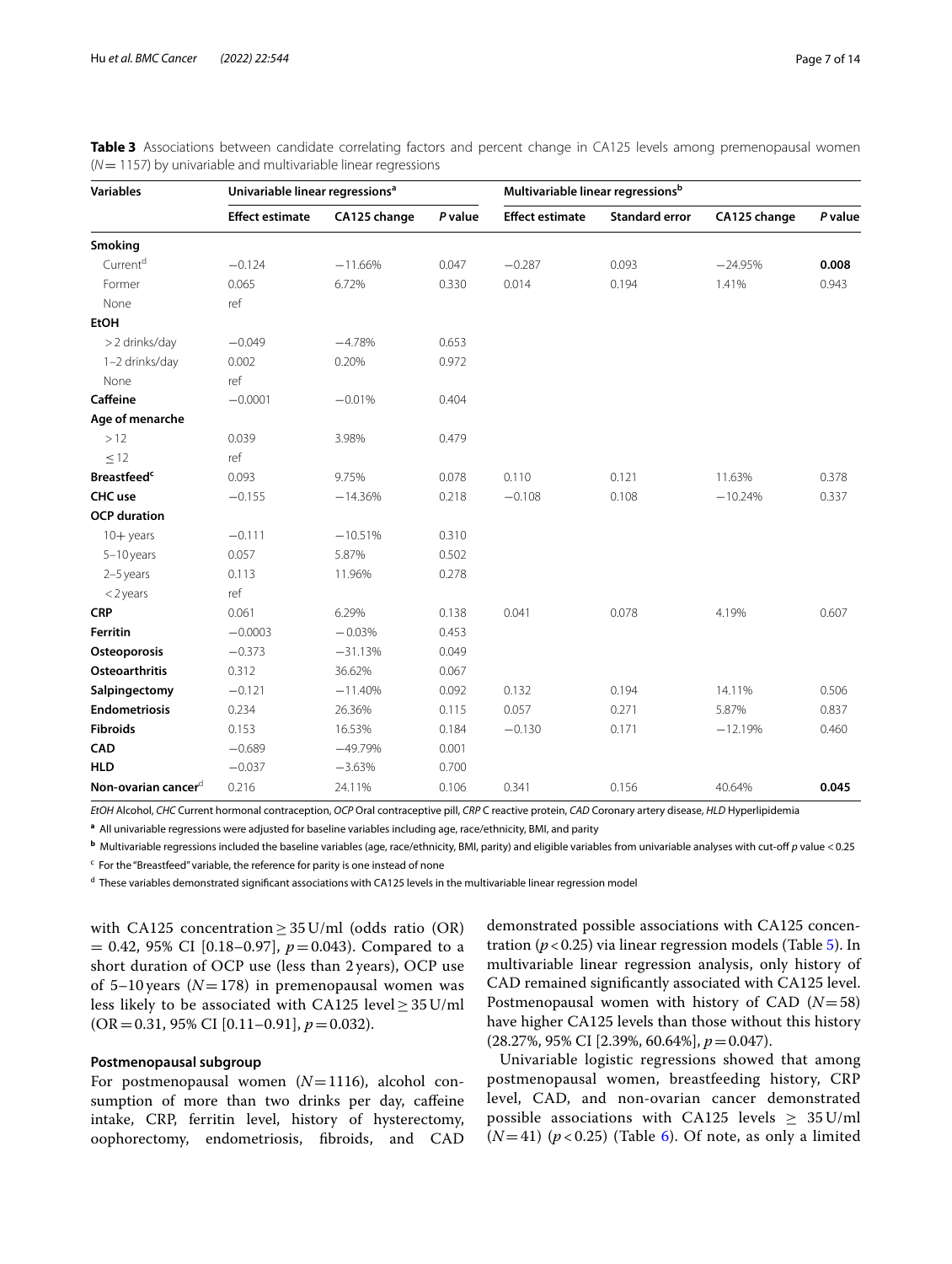**Table 3** Associations between candidate correlating factors and percent change in CA125 levels among premenopausal women ($N = 1157$) by univariable and multivariable linear regressions

| Variables | Univariable linear regressions[a] | | | Multivariable linear regressions[b] | | | |
|---|---|---|---|---|---|---|---|
| | Effect estimate | CA125 change | P value | Effect estimate | Standard error | CA125 change | P value |
| **Smoking** | | | | | | | |
| Current[d] | −0.124 | −11.66% | 0.047 | −0.287 | 0.093 | −24.95% | **0.008** |
| Former | 0.065 | 6.72% | 0.330 | 0.014 | 0.194 | 1.41% | 0.943 |
| None | ref | | | | | | |
| **EtOH** | | | | | | | |
| > 2 drinks/day | −0.049 | −4.78% | 0.653 | | | | |
| 1–2 drinks/day | 0.002 | 0.20% | 0.972 | | | | |
| None | ref | | | | | | |
| **Caffeine** | −0.0001 | −0.01% | 0.404 | | | | |
| **Age of menarche** | | | | | | | |
| > 12 | 0.039 | 3.98% | 0.479 | | | | |
| ≤ 12 | ref | | | | | | |
| **Breastfeed[c]** | 0.093 | 9.75% | 0.078 | 0.110 | 0.121 | 11.63% | 0.378 |
| **CHC use** | −0.155 | −14.36% | 0.218 | −0.108 | 0.108 | −10.24% | 0.337 |
| **OCP duration** | | | | | | | |
| 10+ years | −0.111 | −10.51% | 0.310 | | | | |
| 5–10 years | 0.057 | 5.87% | 0.502 | | | | |
| 2–5 years | 0.113 | 11.96% | 0.278 | | | | |
| < 2 years | ref | | | | | | |
| **CRP** | 0.061 | 6.29% | 0.138 | 0.041 | 0.078 | 4.19% | 0.607 |
| **Ferritin** | −0.0003 | −0.03% | 0.453 | | | | |
| **Osteoporosis** | −0.373 | −31.13% | 0.049 | | | | |
| **Osteoarthritis** | 0.312 | 36.62% | 0.067 | | | | |
| **Salpingectomy** | −0.121 | −11.40% | 0.092 | 0.132 | 0.194 | 14.11% | 0.506 |
| **Endometriosis** | 0.234 | 26.36% | 0.115 | 0.057 | 0.271 | 5.87% | 0.837 |
| **Fibroids** | 0.153 | 16.53% | 0.184 | −0.130 | 0.171 | −12.19% | 0.460 |
| **CAD** | −0.689 | −49.79% | 0.001 | | | | |
| **HLD** | −0.037 | −3.63% | 0.700 | | | | |
| **Non-ovarian cancer[d]** | 0.216 | 24.11% | 0.106 | 0.341 | 0.156 | 40.64% | **0.045** |

*EtOH* Alcohol, *CHC* Current hormonal contraception, *OCP* Oral contraceptive pill, *CRP* C reactive protein, *CAD* Coronary artery disease, *HLD* Hyperlipidemia

[a] All univariable regressions were adjusted for baseline variables including age, race/ethnicity, BMI, and parity

[b] Multivariable regressions included the baseline variables (age, race/ethnicity, BMI, parity) and eligible variables from univariable analyses with cut-off *p* value < 0.25

[c] For the "Breastfeed" variable, the reference for parity is one instead of none

[d] These variables demonstrated significant associations with CA125 levels in the multivariable linear regression model

with CA125 concentration ≥ 35 U/ml (odds ratio (OR) = 0.42, 95% CI [0.18–0.97], $p = 0.043$). Compared to a short duration of OCP use (less than 2 years), OCP use of 5–10 years ($N = 178$) in premenopausal women was less likely to be associated with CA125 level ≥ 35 U/ml (OR = 0.31, 95% CI [0.11–0.91], $p = 0.032$).

#### Postmenopausal subgroup

For postmenopausal women ($N = 1116$), alcohol consumption of more than two drinks per day, caffeine intake, CRP, ferritin level, history of hysterectomy, oophorectomy, endometriosis, fibroids, and CAD demonstrated possible associations with CA125 concentration ($p < 0.25$) via linear regression models (Table 5). In multivariable linear regression analysis, only history of CAD remained significantly associated with CA125 level. Postmenopausal women with history of CAD ($N = 58$) have higher CA125 levels than those without this history (28.27%, 95% CI [2.39%, 60.64%], $p = 0.047$).

Univariable logistic regressions showed that among postmenopausal women, breastfeeding history, CRP level, CAD, and non-ovarian cancer demonstrated possible associations with CA125 levels ≥ 35 U/ml ($N = 41$) ($p < 0.25$) (Table 6). Of note, as only a limited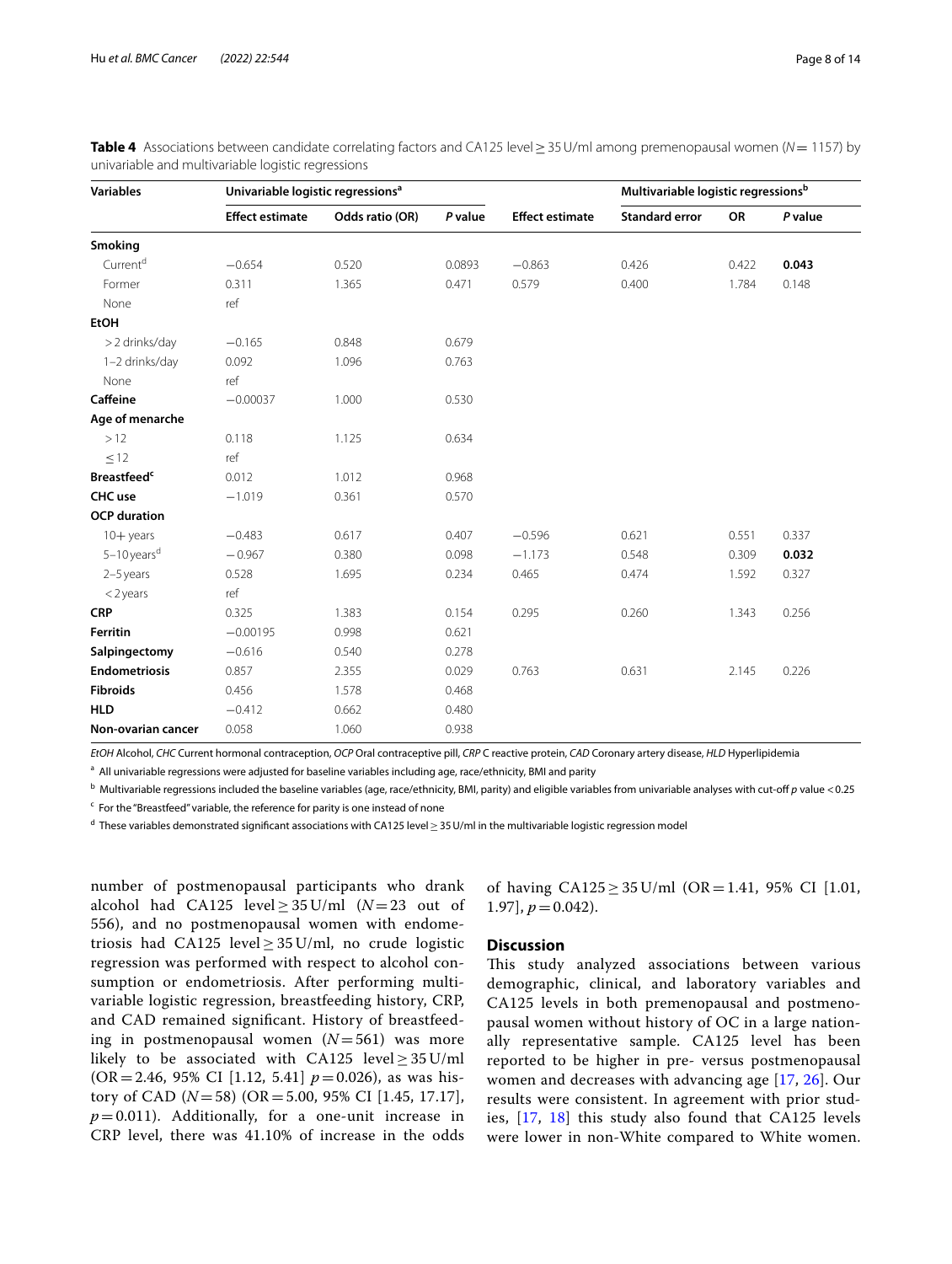**Table 4** Associations between candidate correlating factors and CA125 level ≥ 35 U/ml among premenopausal women (N = 1157) by univariable and multivariable logistic regressions

| Variables | Univariable logistic regressions[a] | | | Multivariable logistic regressions[b] | | | |
|---|---|---|---|---|---|---|---|
| | Effect estimate | Odds ratio (OR) | P value | Effect estimate | Standard error | OR | P value |
| **Smoking** | | | | | | | |
| Current[d] | −0.654 | 0.520 | 0.0893 | −0.863 | 0.426 | 0.422 | **0.043** |
| Former | 0.311 | 1.365 | 0.471 | 0.579 | 0.400 | 1.784 | 0.148 |
| None | ref | | | | | | |
| **EtOH** | | | | | | | |
| > 2 drinks/day | −0.165 | 0.848 | 0.679 | | | | |
| 1–2 drinks/day | 0.092 | 1.096 | 0.763 | | | | |
| None | ref | | | | | | |
| **Caffeine** | −0.00037 | 1.000 | 0.530 | | | | |
| **Age of menarche** | | | | | | | |
| > 12 | 0.118 | 1.125 | 0.634 | | | | |
| ≤ 12 | ref | | | | | | |
| **Breastfeed**[c] | 0.012 | 1.012 | 0.968 | | | | |
| **CHC use** | −1.019 | 0.361 | 0.570 | | | | |
| **OCP duration** | | | | | | | |
| 10+ years | −0.483 | 0.617 | 0.407 | −0.596 | 0.621 | 0.551 | 0.337 |
| 5–10 years[d] | −0.967 | 0.380 | 0.098 | −1.173 | 0.548 | 0.309 | **0.032** |
| 2–5 years | 0.528 | 1.695 | 0.234 | 0.465 | 0.474 | 1.592 | 0.327 |
| < 2 years | ref | | | | | | |
| **CRP** | 0.325 | 1.383 | 0.154 | 0.295 | 0.260 | 1.343 | 0.256 |
| **Ferritin** | −0.00195 | 0.998 | 0.621 | | | | |
| **Salpingectomy** | −0.616 | 0.540 | 0.278 | | | | |
| **Endometriosis** | 0.857 | 2.355 | 0.029 | 0.763 | 0.631 | 2.145 | 0.226 |
| **Fibroids** | 0.456 | 1.578 | 0.468 | | | | |
| **HLD** | −0.412 | 0.662 | 0.480 | | | | |
| **Non-ovarian cancer** | 0.058 | 1.060 | 0.938 | | | | |

*EtOH* Alcohol, *CHC* Current hormonal contraception, *OCP* Oral contraceptive pill, *CRP* C reactive protein, *CAD* Coronary artery disease, *HLD* Hyperlipidemia

[a] All univariable regressions were adjusted for baseline variables including age, race/ethnicity, BMI and parity

[b] Multivariable regressions included the baseline variables (age, race/ethnicity, BMI, parity) and eligible variables from univariable analyses with cut-off *p* value < 0.25

[c] For the "Breastfeed" variable, the reference for parity is one instead of none

[d] These variables demonstrated significant associations with CA125 level ≥ 35 U/ml in the multivariable logistic regression model

number of postmenopausal participants who drank alcohol had CA125 level ≥ 35 U/ml (N = 23 out of 556), and no postmenopausal women with endometriosis had CA125 level ≥ 35 U/ml, no crude logistic regression was performed with respect to alcohol consumption or endometriosis. After performing multivariable logistic regression, breastfeeding history, CRP, and CAD remained significant. History of breastfeeding in postmenopausal women (N = 561) was more likely to be associated with CA125 level ≥ 35 U/ml (OR = 2.46, 95% CI [1.12, 5.41] $p = 0.026$), as was history of CAD (N = 58) (OR = 5.00, 95% CI [1.45, 17.17], $p = 0.011$). Additionally, for a one-unit increase in CRP level, there was 41.10% of increase in the odds of having CA125 ≥ 35 U/ml (OR = 1.41, 95% CI [1.01, 1.97], $p = 0.042$).

## Discussion

This study analyzed associations between various demographic, clinical, and laboratory variables and CA125 levels in both premenopausal and postmenopausal women without history of OC in a large nationally representative sample. CA125 level has been reported to be higher in pre- versus postmenopausal women and decreases with advancing age [17, 26]. Our results were consistent. In agreement with prior studies, [17, 18] this study also found that CA125 levels were lower in non-White compared to White women.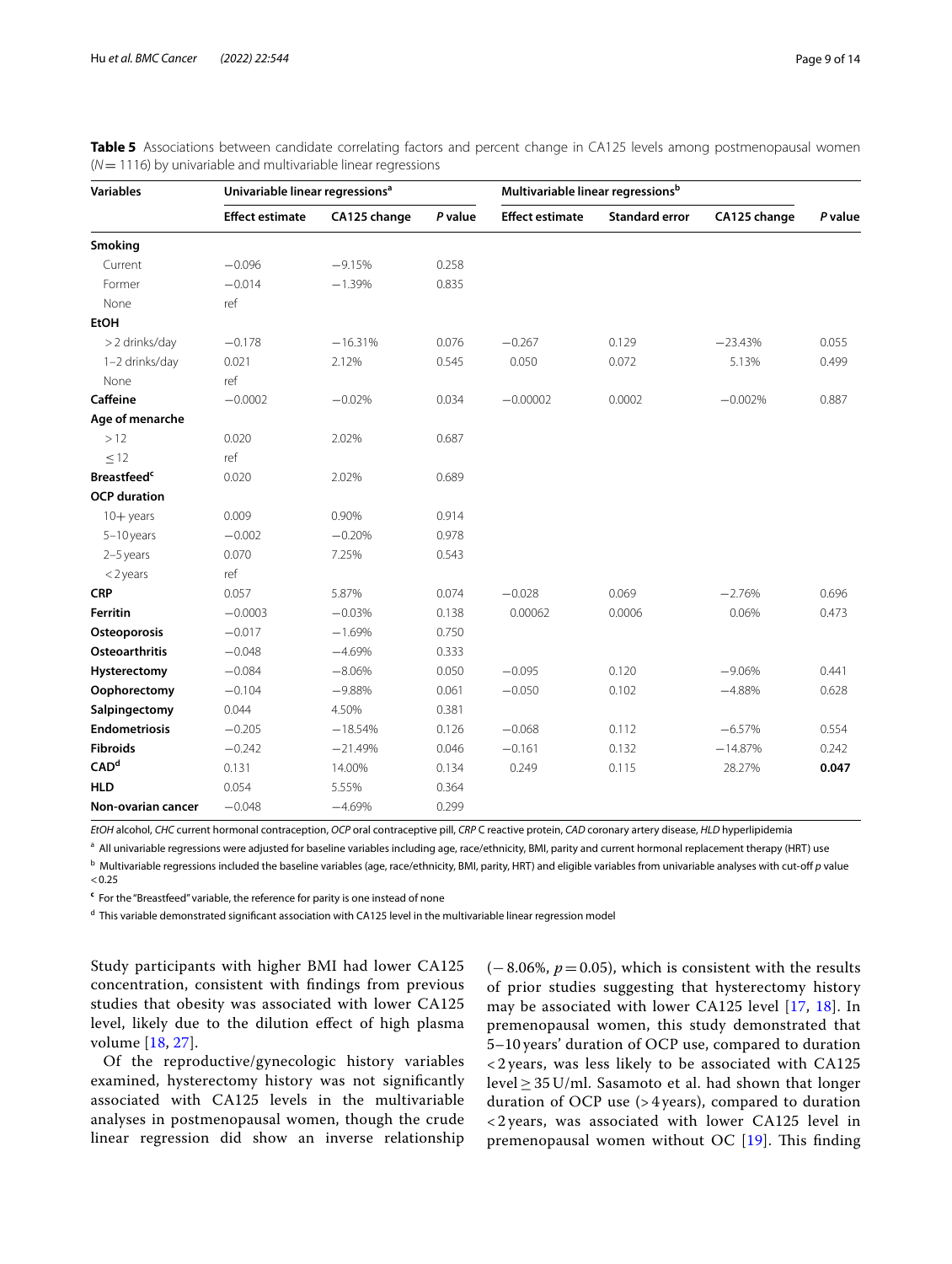**Table 5** Associations between candidate correlating factors and percent change in CA125 levels among postmenopausal women ($N = 1116$) by univariable and multivariable linear regressions

| Variables | Univariable linear regressions[a] | | | Multivariable linear regressions[b] | | | |
|---|---|---|---|---|---|---|---|
| | Effect estimate | CA125 change | *P* value | Effect estimate | Standard error | CA125 change | *P* value |
| **Smoking** | | | | | | | |
| Current | −0.096 | −9.15% | 0.258 | | | | |
| Former | −0.014 | −1.39% | 0.835 | | | | |
| None | ref | | | | | | |
| **EtOH** | | | | | | | |
| > 2 drinks/day | −0.178 | −16.31% | 0.076 | −0.267 | 0.129 | −23.43% | 0.055 |
| 1–2 drinks/day | 0.021 | 2.12% | 0.545 | 0.050 | 0.072 | 5.13% | 0.499 |
| None | ref | | | | | | |
| **Caffeine** | −0.0002 | −0.02% | 0.034 | −0.00002 | 0.0002 | −0.002% | 0.887 |
| **Age of menarche** | | | | | | | |
| > 12 | 0.020 | 2.02% | 0.687 | | | | |
| ≤ 12 | ref | | | | | | |
| **Breastfeed**[c] | 0.020 | 2.02% | 0.689 | | | | |
| **OCP duration** | | | | | | | |
| 10+ years | 0.009 | 0.90% | 0.914 | | | | |
| 5–10 years | −0.002 | −0.20% | 0.978 | | | | |
| 2–5 years | 0.070 | 7.25% | 0.543 | | | | |
| < 2 years | ref | | | | | | |
| **CRP** | 0.057 | 5.87% | 0.074 | −0.028 | 0.069 | −2.76% | 0.696 |
| **Ferritin** | −0.0003 | −0.03% | 0.138 | 0.00062 | 0.0006 | 0.06% | 0.473 |
| **Osteoporosis** | −0.017 | −1.69% | 0.750 | | | | |
| **Osteoarthritis** | −0.048 | −4.69% | 0.333 | | | | |
| **Hysterectomy** | −0.084 | −8.06% | 0.050 | −0.095 | 0.120 | −9.06% | 0.441 |
| **Oophorectomy** | −0.104 | −9.88% | 0.061 | −0.050 | 0.102 | −4.88% | 0.628 |
| **Salpingectomy** | 0.044 | 4.50% | 0.381 | | | | |
| **Endometriosis** | −0.205 | −18.54% | 0.126 | −0.068 | 0.112 | −6.57% | 0.554 |
| **Fibroids** | −0.242 | −21.49% | 0.046 | −0.161 | 0.132 | −14.87% | 0.242 |
| **CAD**[d] | 0.131 | 14.00% | 0.134 | 0.249 | 0.115 | 28.27% | **0.047** |
| **HLD** | 0.054 | 5.55% | 0.364 | | | | |
| **Non-ovarian cancer** | −0.048 | −4.69% | 0.299 | | | | |

*EtOH* alcohol, *CHC* current hormonal contraception, *OCP* oral contraceptive pill, *CRP* C reactive protein, *CAD* coronary artery disease, *HLD* hyperlipidemia

[a] All univariable regressions were adjusted for baseline variables including age, race/ethnicity, BMI, parity and current hormonal replacement therapy (HRT) use

[b] Multivariable regressions included the baseline variables (age, race/ethnicity, BMI, parity, HRT) and eligible variables from univariable analyses with cut-off *p* value < 0.25

[c] For the "Breastfeed" variable, the reference for parity is one instead of none

[d] This variable demonstrated significant association with CA125 level in the multivariable linear regression model

Study participants with higher BMI had lower CA125 concentration, consistent with findings from previous studies that obesity was associated with lower CA125 level, likely due to the dilution effect of high plasma volume [18, 27].

Of the reproductive/gynecologic history variables examined, hysterectomy history was not significantly associated with CA125 levels in the multivariable analyses in postmenopausal women, though the crude linear regression did show an inverse relationship (−8.06%, $p = 0.05$), which is consistent with the results of prior studies suggesting that hysterectomy history may be associated with lower CA125 level [17, 18]. In premenopausal women, this study demonstrated that 5–10 years' duration of OCP use, compared to duration < 2 years, was less likely to be associated with CA125 level ≥ 35 U/ml. Sasamoto et al. had shown that longer duration of OCP use (> 4 years), compared to duration < 2 years, was associated with lower CA125 level in premenopausal women without OC [19]. This finding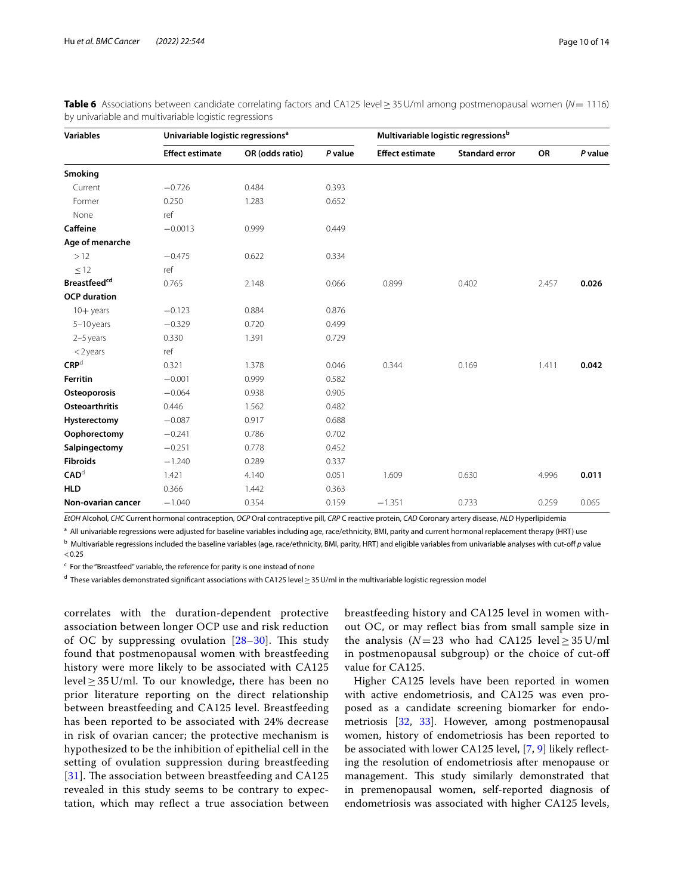**Table 6** Associations between candidate correlating factors and CA125 level ≥ 35 U/ml among postmenopausal women (*N* = 1116) by univariable and multivariable logistic regressions

| Variables | Univariable logistic regressions[a] | | | Multivariable logistic regressions[b] | | | |
|---|---|---|---|---|---|---|---|
| | Effect estimate | OR (odds ratio) | *P* value | Effect estimate | Standard error | OR | *P* value |
| **Smoking** | | | | | | | |
| Current | −0.726 | 0.484 | 0.393 | | | | |
| Former | 0.250 | 1.283 | 0.652 | | | | |
| None | ref | | | | | | |
| **Caffeine** | −0.0013 | 0.999 | 0.449 | | | | |
| **Age of menarche** | | | | | | | |
| > 12 | −0.475 | 0.622 | 0.334 | | | | |
| ≤ 12 | ref | | | | | | |
| **Breastfeed**[cd] | 0.765 | 2.148 | 0.066 | 0.899 | 0.402 | 2.457 | **0.026** |
| **OCP duration** | | | | | | | |
| 10+ years | −0.123 | 0.884 | 0.876 | | | | |
| 5–10 years | −0.329 | 0.720 | 0.499 | | | | |
| 2–5 years | 0.330 | 1.391 | 0.729 | | | | |
| < 2 years | ref | | | | | | |
| **CRP**[d] | 0.321 | 1.378 | 0.046 | 0.344 | 0.169 | 1.411 | **0.042** |
| **Ferritin** | −0.001 | 0.999 | 0.582 | | | | |
| **Osteoporosis** | −0.064 | 0.938 | 0.905 | | | | |
| **Osteoarthritis** | 0.446 | 1.562 | 0.482 | | | | |
| **Hysterectomy** | −0.087 | 0.917 | 0.688 | | | | |
| **Oophorectomy** | −0.241 | 0.786 | 0.702 | | | | |
| **Salpingectomy** | −0.251 | 0.778 | 0.452 | | | | |
| **Fibroids** | −1.240 | 0.289 | 0.337 | | | | |
| **CAD**[d] | 1.421 | 4.140 | 0.051 | 1.609 | 0.630 | 4.996 | **0.011** |
| **HLD** | 0.366 | 1.442 | 0.363 | | | | |
| **Non-ovarian cancer** | −1.040 | 0.354 | 0.159 | −1.351 | 0.733 | 0.259 | 0.065 |

*EtOH* Alcohol, *CHC* Current hormonal contraception, *OCP* Oral contraceptive pill, *CRP* C reactive protein, *CAD* Coronary artery disease, *HLD* Hyperlipidemia

[a] All univariable regressions were adjusted for baseline variables including age, race/ethnicity, BMI, parity and current hormonal replacement therapy (HRT) use

[b] Multivariable regressions included the baseline variables (age, race/ethnicity, BMI, parity, HRT) and eligible variables from univariable analyses with cut-off *p* value < 0.25

[c] For the "Breastfeed" variable, the reference for parity is one instead of none

[d] These variables demonstrated significant associations with CA125 level ≥ 35 U/ml in the multivariable logistic regression model

correlates with the duration-dependent protective association between longer OCP use and risk reduction of OC by suppressing ovulation [28–30]. This study found that postmenopausal women with breastfeeding history were more likely to be associated with CA125 level ≥ 35 U/ml. To our knowledge, there has been no prior literature reporting on the direct relationship between breastfeeding and CA125 level. Breastfeeding has been reported to be associated with 24% decrease in risk of ovarian cancer; the protective mechanism is hypothesized to be the inhibition of epithelial cell in the setting of ovulation suppression during breastfeeding [31]. The association between breastfeeding and CA125 revealed in this study seems to be contrary to expectation, which may reflect a true association between breastfeeding history and CA125 level in women without OC, or may reflect bias from small sample size in the analysis (*N* = 23 who had CA125 level ≥ 35 U/ml in postmenopausal subgroup) or the choice of cut-off value for CA125.

Higher CA125 levels have been reported in women with active endometriosis, and CA125 was even proposed as a candidate screening biomarker for endometriosis [32, 33]. However, among postmenopausal women, history of endometriosis has been reported to be associated with lower CA125 level, [7, 9] likely reflecting the resolution of endometriosis after menopause or management. This study similarly demonstrated that in premenopausal women, self-reported diagnosis of endometriosis was associated with higher CA125 levels,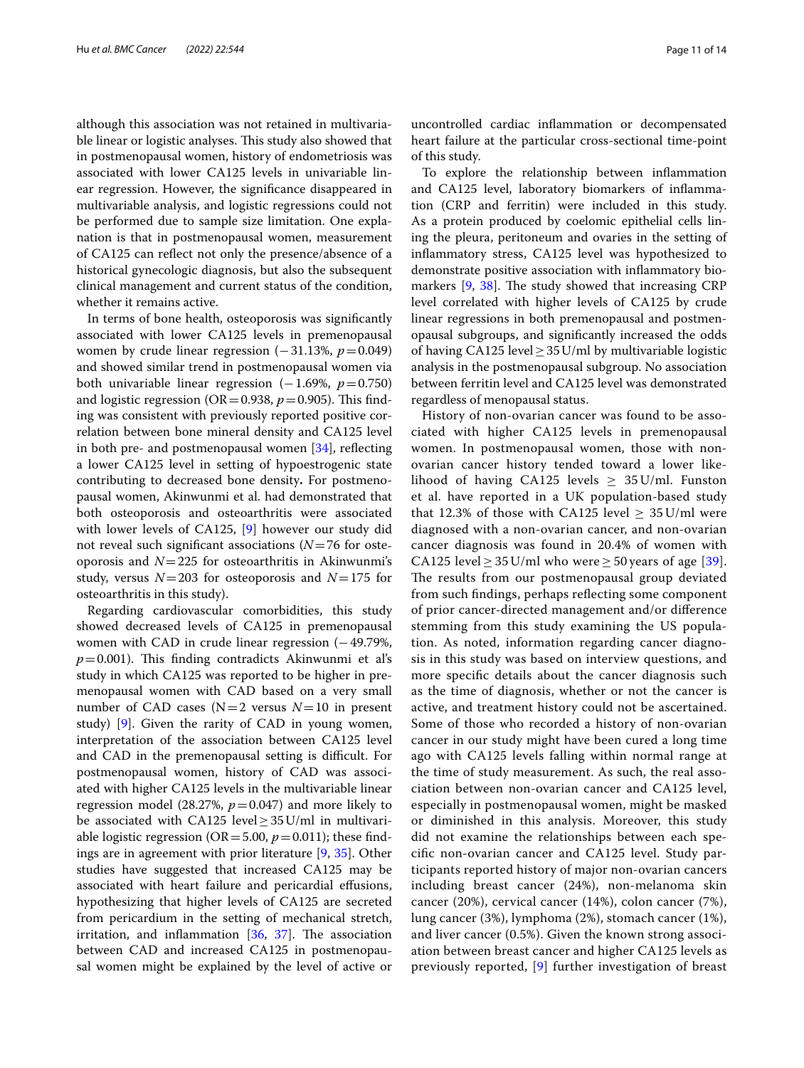although this association was not retained in multivariable linear or logistic analyses. This study also showed that in postmenopausal women, history of endometriosis was associated with lower CA125 levels in univariable linear regression. However, the significance disappeared in multivariable analysis, and logistic regressions could not be performed due to sample size limitation. One explanation is that in postmenopausal women, measurement of CA125 can reflect not only the presence/absence of a historical gynecologic diagnosis, but also the subsequent clinical management and current status of the condition, whether it remains active.

In terms of bone health, osteoporosis was significantly associated with lower CA125 levels in premenopausal women by crude linear regression (−31.13%, $p = 0.049$) and showed similar trend in postmenopausal women via both univariable linear regression (−1.69%, $p = 0.750$) and logistic regression (OR = 0.938, $p = 0.905$). This finding was consistent with previously reported positive correlation between bone mineral density and CA125 level in both pre- and postmenopausal women [34], reflecting a lower CA125 level in setting of hypoestrogenic state contributing to decreased bone density**.** For postmenopausal women, Akinwunmi et al. had demonstrated that both osteoporosis and osteoarthritis were associated with lower levels of CA125, [9] however our study did not reveal such significant associations ($N = 76$ for osteoporosis and $N = 225$ for osteoarthritis in Akinwunmi's study, versus $N = 203$ for osteoporosis and $N = 175$ for osteoarthritis in this study).

Regarding cardiovascular comorbidities, this study showed decreased levels of CA125 in premenopausal women with CAD in crude linear regression (−49.79%, $p = 0.001$). This finding contradicts Akinwunmi et al's study in which CA125 was reported to be higher in premenopausal women with CAD based on a very small number of CAD cases (N = 2 versus $N = 10$ in present study) [9]. Given the rarity of CAD in young women, interpretation of the association between CA125 level and CAD in the premenopausal setting is difficult. For postmenopausal women, history of CAD was associated with higher CA125 levels in the multivariable linear regression model (28.27%, $p = 0.047$) and more likely to be associated with CA125 level ≥ 35 U/ml in multivariable logistic regression (OR = 5.00, $p = 0.011$); these findings are in agreement with prior literature [9, 35]. Other studies have suggested that increased CA125 may be associated with heart failure and pericardial effusions, hypothesizing that higher levels of CA125 are secreted from pericardium in the setting of mechanical stretch, irritation, and inflammation [36, 37]. The association between CAD and increased CA125 in postmenopausal women might be explained by the level of active or uncontrolled cardiac inflammation or decompensated heart failure at the particular cross-sectional time-point of this study.

To explore the relationship between inflammation and CA125 level, laboratory biomarkers of inflammation (CRP and ferritin) were included in this study. As a protein produced by coelomic epithelial cells lining the pleura, peritoneum and ovaries in the setting of inflammatory stress, CA125 level was hypothesized to demonstrate positive association with inflammatory biomarkers [9, 38]. The study showed that increasing CRP level correlated with higher levels of CA125 by crude linear regressions in both premenopausal and postmenopausal subgroups, and significantly increased the odds of having CA125 level ≥ 35 U/ml by multivariable logistic analysis in the postmenopausal subgroup. No association between ferritin level and CA125 level was demonstrated regardless of menopausal status.

History of non-ovarian cancer was found to be associated with higher CA125 levels in premenopausal women. In postmenopausal women, those with non-ovarian cancer history tended toward a lower likelihood of having CA125 levels ≥ 35 U/ml. Funston et al. have reported in a UK population-based study that 12.3% of those with CA125 level ≥ 35 U/ml were diagnosed with a non-ovarian cancer, and non-ovarian cancer diagnosis was found in 20.4% of women with CA125 level ≥ 35 U/ml who were ≥ 50 years of age [39]. The results from our postmenopausal group deviated from such findings, perhaps reflecting some component of prior cancer-directed management and/or difference stemming from this study examining the US population. As noted, information regarding cancer diagnosis in this study was based on interview questions, and more specific details about the cancer diagnosis such as the time of diagnosis, whether or not the cancer is active, and treatment history could not be ascertained. Some of those who recorded a history of non-ovarian cancer in our study might have been cured a long time ago with CA125 levels falling within normal range at the time of study measurement. As such, the real association between non-ovarian cancer and CA125 level, especially in postmenopausal women, might be masked or diminished in this analysis. Moreover, this study did not examine the relationships between each specific non-ovarian cancer and CA125 level. Study participants reported history of major non-ovarian cancers including breast cancer (24%), non-melanoma skin cancer (20%), cervical cancer (14%), colon cancer (7%), lung cancer (3%), lymphoma (2%), stomach cancer (1%), and liver cancer (0.5%). Given the known strong association between breast cancer and higher CA125 levels as previously reported, [9] further investigation of breast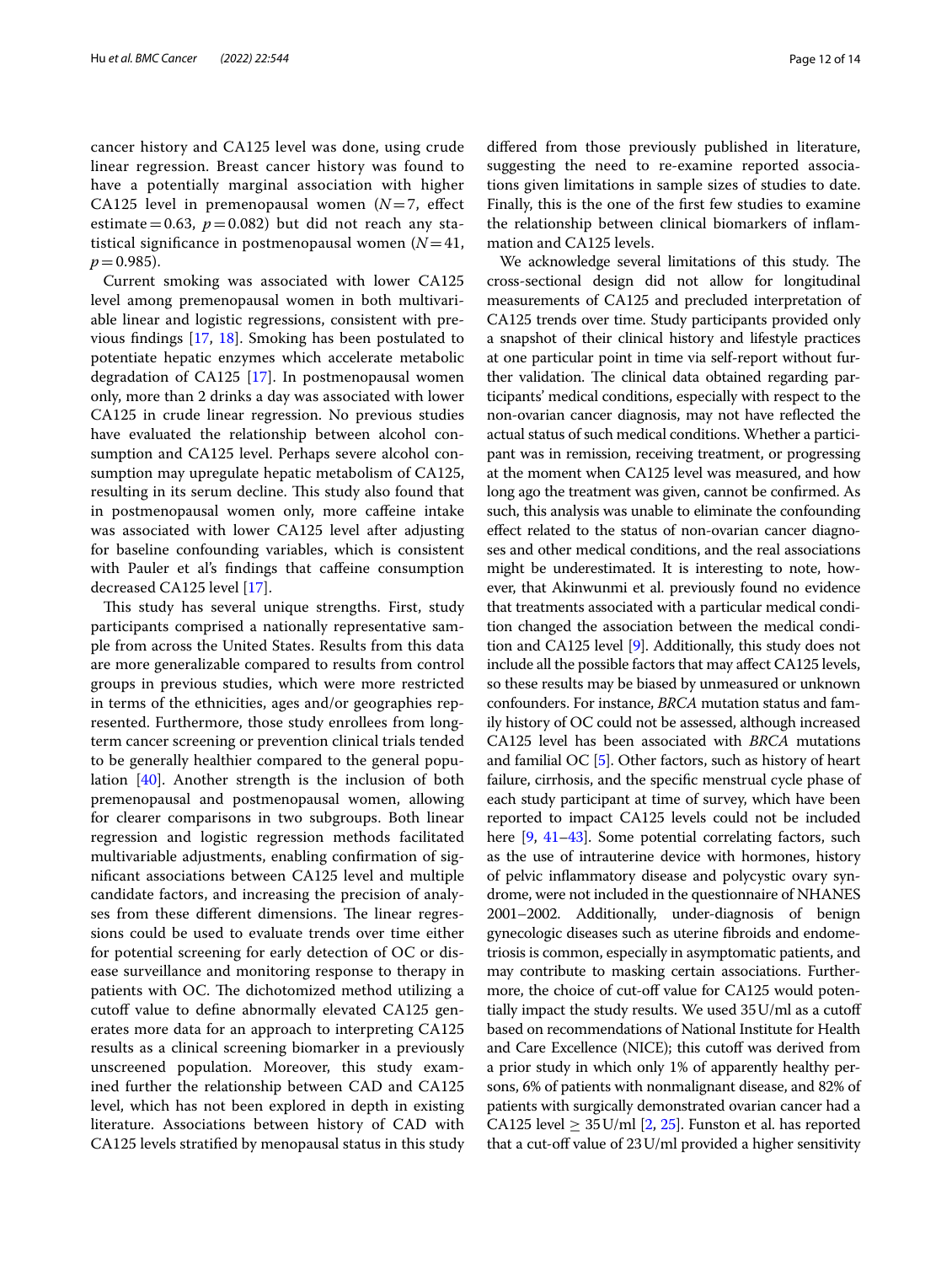cancer history and CA125 level was done, using crude linear regression. Breast cancer history was found to have a potentially marginal association with higher CA125 level in premenopausal women ($N = 7$, effect estimate = 0.63, $p = 0.082$) but did not reach any statistical significance in postmenopausal women ($N = 41$, $p = 0.985$).

Current smoking was associated with lower CA125 level among premenopausal women in both multivariable linear and logistic regressions, consistent with previous findings [17, 18]. Smoking has been postulated to potentiate hepatic enzymes which accelerate metabolic degradation of CA125 [17]. In postmenopausal women only, more than 2 drinks a day was associated with lower CA125 in crude linear regression. No previous studies have evaluated the relationship between alcohol consumption and CA125 level. Perhaps severe alcohol consumption may upregulate hepatic metabolism of CA125, resulting in its serum decline. This study also found that in postmenopausal women only, more caffeine intake was associated with lower CA125 level after adjusting for baseline confounding variables, which is consistent with Pauler et al's findings that caffeine consumption decreased CA125 level [17].

This study has several unique strengths. First, study participants comprised a nationally representative sample from across the United States. Results from this data are more generalizable compared to results from control groups in previous studies, which were more restricted in terms of the ethnicities, ages and/or geographies represented. Furthermore, those study enrollees from long-term cancer screening or prevention clinical trials tended to be generally healthier compared to the general population [40]. Another strength is the inclusion of both premenopausal and postmenopausal women, allowing for clearer comparisons in two subgroups. Both linear regression and logistic regression methods facilitated multivariable adjustments, enabling confirmation of significant associations between CA125 level and multiple candidate factors, and increasing the precision of analyses from these different dimensions. The linear regressions could be used to evaluate trends over time either for potential screening for early detection of OC or disease surveillance and monitoring response to therapy in patients with OC. The dichotomized method utilizing a cutoff value to define abnormally elevated CA125 generates more data for an approach to interpreting CA125 results as a clinical screening biomarker in a previously unscreened population. Moreover, this study examined further the relationship between CAD and CA125 level, which has not been explored in depth in existing literature. Associations between history of CAD with CA125 levels stratified by menopausal status in this study differed from those previously published in literature, suggesting the need to re-examine reported associations given limitations in sample sizes of studies to date. Finally, this is the one of the first few studies to examine the relationship between clinical biomarkers of inflammation and CA125 levels.

We acknowledge several limitations of this study. The cross-sectional design did not allow for longitudinal measurements of CA125 and precluded interpretation of CA125 trends over time. Study participants provided only a snapshot of their clinical history and lifestyle practices at one particular point in time via self-report without further validation. The clinical data obtained regarding participants' medical conditions, especially with respect to the non-ovarian cancer diagnosis, may not have reflected the actual status of such medical conditions. Whether a participant was in remission, receiving treatment, or progressing at the moment when CA125 level was measured, and how long ago the treatment was given, cannot be confirmed. As such, this analysis was unable to eliminate the confounding effect related to the status of non-ovarian cancer diagnoses and other medical conditions, and the real associations might be underestimated. It is interesting to note, however, that Akinwunmi et al. previously found no evidence that treatments associated with a particular medical condition changed the association between the medical condition and CA125 level [9]. Additionally, this study does not include all the possible factors that may affect CA125 levels, so these results may be biased by unmeasured or unknown confounders. For instance, *BRCA* mutation status and family history of OC could not be assessed, although increased CA125 level has been associated with *BRCA* mutations and familial OC [5]. Other factors, such as history of heart failure, cirrhosis, and the specific menstrual cycle phase of each study participant at time of survey, which have been reported to impact CA125 levels could not be included here [9, 41–43]. Some potential correlating factors, such as the use of intrauterine device with hormones, history of pelvic inflammatory disease and polycystic ovary syndrome, were not included in the questionnaire of NHANES 2001–2002. Additionally, under-diagnosis of benign gynecologic diseases such as uterine fibroids and endometriosis is common, especially in asymptomatic patients, and may contribute to masking certain associations. Furthermore, the choice of cut-off value for CA125 would potentially impact the study results. We used 35 U/ml as a cutoff based on recommendations of National Institute for Health and Care Excellence (NICE); this cutoff was derived from a prior study in which only 1% of apparently healthy persons, 6% of patients with nonmalignant disease, and 82% of patients with surgically demonstrated ovarian cancer had a CA125 level $\geq$ 35 U/ml [2, 25]. Funston et al. has reported that a cut-off value of 23 U/ml provided a higher sensitivity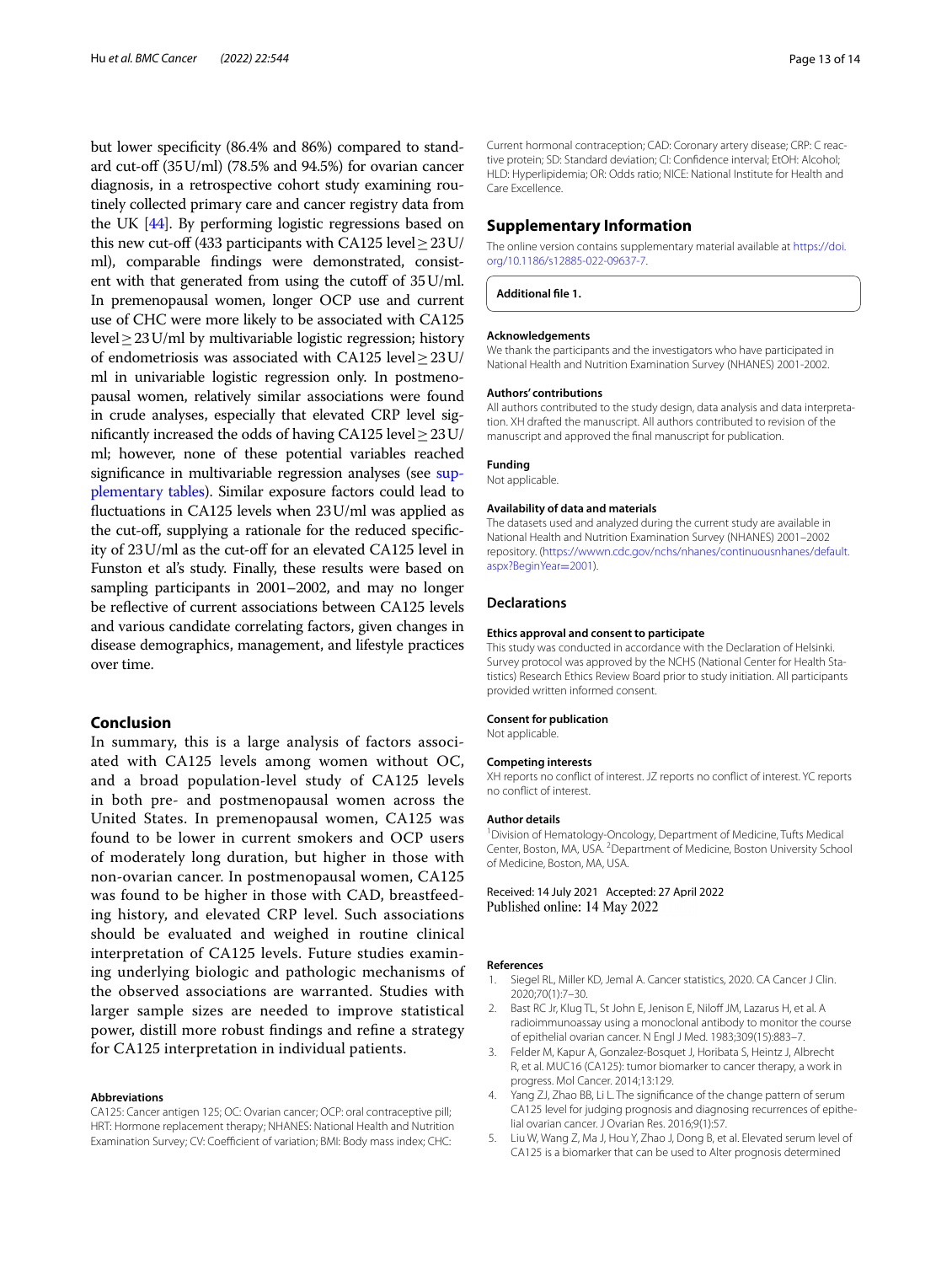but lower specificity (86.4% and 86%) compared to standard cut-off (35 U/ml) (78.5% and 94.5%) for ovarian cancer diagnosis, in a retrospective cohort study examining routinely collected primary care and cancer registry data from the UK [44]. By performing logistic regressions based on this new cut-off (433 participants with CA125 level ≥ 23 U/ml), comparable findings were demonstrated, consistent with that generated from using the cutoff of 35 U/ml. In premenopausal women, longer OCP use and current use of CHC were more likely to be associated with CA125 level ≥ 23 U/ml by multivariable logistic regression; history of endometriosis was associated with CA125 level ≥ 23 U/ml in univariable logistic regression only. In postmenopausal women, relatively similar associations were found in crude analyses, especially that elevated CRP level significantly increased the odds of having CA125 level ≥ 23 U/ml; however, none of these potential variables reached significance in multivariable regression analyses (see supplementary tables). Similar exposure factors could lead to fluctuations in CA125 levels when 23 U/ml was applied as the cut-off, supplying a rationale for the reduced specificity of 23 U/ml as the cut-off for an elevated CA125 level in Funston et al's study. Finally, these results were based on sampling participants in 2001–2002, and may no longer be reflective of current associations between CA125 levels and various candidate correlating factors, given changes in disease demographics, management, and lifestyle practices over time.

## Conclusion

In summary, this is a large analysis of factors associated with CA125 levels among women without OC, and a broad population-level study of CA125 levels in both pre- and postmenopausal women across the United States. In premenopausal women, CA125 was found to be lower in current smokers and OCP users of moderately long duration, but higher in those with non-ovarian cancer. In postmenopausal women, CA125 was found to be higher in those with CAD, breastfeeding history, and elevated CRP level. Such associations should be evaluated and weighed in routine clinical interpretation of CA125 levels. Future studies examining underlying biologic and pathologic mechanisms of the observed associations are warranted. Studies with larger sample sizes are needed to improve statistical power, distill more robust findings and refine a strategy for CA125 interpretation in individual patients.

#### Abbreviations

CA125: Cancer antigen 125; OC: Ovarian cancer; OCP: oral contraceptive pill; HRT: Hormone replacement therapy; NHANES: National Health and Nutrition Examination Survey; CV: Coefficient of variation; BMI: Body mass index; CHC: Current hormonal contraception; CAD: Coronary artery disease; CRP: C reactive protein; SD: Standard deviation; CI: Confidence interval; EtOH: Alcohol; HLD: Hyperlipidemia; OR: Odds ratio; NICE: National Institute for Health and Care Excellence.

## Supplementary Information

The online version contains supplementary material available at https://doi.org/10.1186/s12885-022-09637-7.

**Additional file 1.**

#### Acknowledgements

We thank the participants and the investigators who have participated in National Health and Nutrition Examination Survey (NHANES) 2001-2002.

#### Authors' contributions

All authors contributed to the study design, data analysis and data interpretation. XH drafted the manuscript. All authors contributed to revision of the manuscript and approved the final manuscript for publication.

#### Funding

Not applicable.

#### Availability of data and materials

The datasets used and analyzed during the current study are available in National Health and Nutrition Examination Survey (NHANES) 2001–2002 repository. (https://wwwn.cdc.gov/nchs/nhanes/continuousnhanes/default.aspx?BeginYear=2001).

## Declarations

#### Ethics approval and consent to participate

This study was conducted in accordance with the Declaration of Helsinki. Survey protocol was approved by the NCHS (National Center for Health Statistics) Research Ethics Review Board prior to study initiation. All participants provided written informed consent.

#### Consent for publication

Not applicable.

#### Competing interests

XH reports no conflict of interest. JZ reports no conflict of interest. YC reports no conflict of interest.

#### Author details

[1] Division of Hematology-Oncology, Department of Medicine, Tufts Medical Center, Boston, MA, USA. [2] Department of Medicine, Boston University School of Medicine, Boston, MA, USA.

Received: 14 July 2021 Accepted: 27 April 2022
Published online: 14 May 2022

#### References

1. Siegel RL, Miller KD, Jemal A. Cancer statistics, 2020. CA Cancer J Clin. 2020;70(1):7–30.
2. Bast RC Jr, Klug TL, St John E, Jenison E, Niloff JM, Lazarus H, et al. A radioimmunoassay using a monoclonal antibody to monitor the course of epithelial ovarian cancer. N Engl J Med. 1983;309(15):883–7.
3. Felder M, Kapur A, Gonzalez-Bosquet J, Horibata S, Heintz J, Albrecht R, et al. MUC16 (CA125): tumor biomarker to cancer therapy, a work in progress. Mol Cancer. 2014;13:129.
4. Yang ZJ, Zhao BB, Li L. The significance of the change pattern of serum CA125 level for judging prognosis and diagnosing recurrences of epithelial ovarian cancer. J Ovarian Res. 2016;9(1):57.
5. Liu W, Wang Z, Ma J, Hou Y, Zhao J, Dong B, et al. Elevated serum level of CA125 is a biomarker that can be used to Alter prognosis determined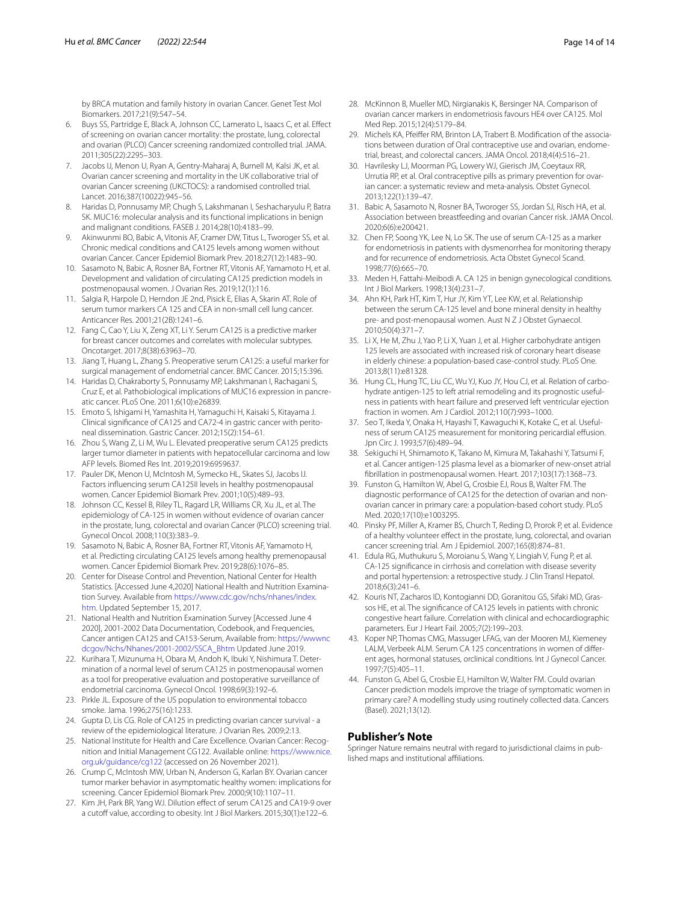by BRCA mutation and family history in ovarian Cancer. Genet Test Mol Biomarkers. 2017;21(9):547–54.

6. Buys SS, Partridge E, Black A, Johnson CC, Lamerato L, Isaacs C, et al. Effect of screening on ovarian cancer mortality: the prostate, lung, colorectal and ovarian (PLCO) Cancer screening randomized controlled trial. JAMA. 2011;305(22):2295–303.
7. Jacobs IJ, Menon U, Ryan A, Gentry-Maharaj A, Burnell M, Kalsi JK, et al. Ovarian cancer screening and mortality in the UK collaborative trial of ovarian Cancer screening (UKCTOCS): a randomised controlled trial. Lancet. 2016;387(10022):945–56.
8. Haridas D, Ponnusamy MP, Chugh S, Lakshmanan I, Seshacharyulu P, Batra SK. MUC16: molecular analysis and its functional implications in benign and malignant conditions. FASEB J. 2014;28(10):4183–99.
9. Akinwunmi BO, Babic A, Vitonis AF, Cramer DW, Titus L, Tworoger SS, et al. Chronic medical conditions and CA125 levels among women without ovarian Cancer. Cancer Epidemiol Biomark Prev. 2018;27(12):1483–90.
10. Sasamoto N, Babic A, Rosner BA, Fortner RT, Vitonis AF, Yamamoto H, et al. Development and validation of circulating CA125 prediction models in postmenopausal women. J Ovarian Res. 2019;12(1):116.
11. Salgia R, Harpole D, Herndon JE 2nd, Pisick E, Elias A, Skarin AT. Role of serum tumor markers CA 125 and CEA in non-small cell lung cancer. Anticancer Res. 2001;21(2B):1241–6.
12. Fang C, Cao Y, Liu X, Zeng XT, Li Y. Serum CA125 is a predictive marker for breast cancer outcomes and correlates with molecular subtypes. Oncotarget. 2017;8(38):63963–70.
13. Jiang T, Huang L, Zhang S. Preoperative serum CA125: a useful marker for surgical management of endometrial cancer. BMC Cancer. 2015;15:396.
14. Haridas D, Chakraborty S, Ponnusamy MP, Lakshmanan I, Rachagani S, Cruz E, et al. Pathobiological implications of MUC16 expression in pancreatic cancer. PLoS One. 2011;6(10):e26839.
15. Emoto S, Ishigami H, Yamashita H, Yamaguchi H, Kaisaki S, Kitayama J. Clinical significance of CA125 and CA72-4 in gastric cancer with peritoneal dissemination. Gastric Cancer. 2012;15(2):154–61.
16. Zhou S, Wang Z, Li M, Wu L. Elevated preoperative serum CA125 predicts larger tumor diameter in patients with hepatocellular carcinoma and low AFP levels. Biomed Res Int. 2019;2019:6959637.
17. Pauler DK, Menon U, McIntosh M, Symecko HL, Skates SJ, Jacobs IJ. Factors influencing serum CA125II levels in healthy postmenopausal women. Cancer Epidemiol Biomark Prev. 2001;10(5):489–93.
18. Johnson CC, Kessel B, Riley TL, Ragard LR, Williams CR, Xu JL, et al. The epidemiology of CA-125 in women without evidence of ovarian cancer in the prostate, lung, colorectal and ovarian Cancer (PLCO) screening trial. Gynecol Oncol. 2008;110(3):383–9.
19. Sasamoto N, Babic A, Rosner BA, Fortner RT, Vitonis AF, Yamamoto H, et al. Predicting circulating CA125 levels among healthy premenopausal women. Cancer Epidemiol Biomark Prev. 2019;28(6):1076–85.
20. Center for Disease Control and Prevention, National Center for Health Statistics. [Accessed June 4,2020] National Health and Nutrition Examination Survey. Available from https://www.cdc.gov/nchs/nhanes/index.htm. Updated September 15, 2017.
21. National Health and Nutrition Examination Survey [Accessed June 4 2020], 2001-2002 Data Documentation, Codebook, and Frequencies, Cancer antigen CA125 and CA153-Serum, Available from: https://wwwncdcgov/Nchs/Nhanes/2001-2002/SSCA_Bhtm Updated June 2019.
22. Kurihara T, Mizunuma H, Obara M, Andoh K, Ibuki Y, Nishimura T. Determination of a normal level of serum CA125 in postmenopausal women as a tool for preoperative evaluation and postoperative surveillance of endometrial carcinoma. Gynecol Oncol. 1998;69(3):192–6.
23. Pirkle JL. Exposure of the US population to environmental tobacco smoke. Jama. 1996;275(16):1233.
24. Gupta D, Lis CG. Role of CA125 in predicting ovarian cancer survival - a review of the epidemiological literature. J Ovarian Res. 2009;2:13.
25. National Institute for Health and Care Excellence. Ovarian Cancer: Recognition and Initial Management CG122. Available online: https://www.nice.org.uk/guidance/cg122 (accessed on 26 November 2021).
26. Crump C, McIntosh MW, Urban N, Anderson G, Karlan BY. Ovarian cancer tumor marker behavior in asymptomatic healthy women: implications for screening. Cancer Epidemiol Biomark Prev. 2000;9(10):1107–11.
27. Kim JH, Park BR, Yang WJ. Dilution effect of serum CA125 and CA19-9 over a cutoff value, according to obesity. Int J Biol Markers. 2015;30(1):e122–6.
28. McKinnon B, Mueller MD, Nirgianakis K, Bersinger NA. Comparison of ovarian cancer markers in endometriosis favours HE4 over CA125. Mol Med Rep. 2015;12(4):5179–84.
29. Michels KA, Pfeiffer RM, Brinton LA, Trabert B. Modification of the associations between duration of Oral contraceptive use and ovarian, endometrial, breast, and colorectal cancers. JAMA Oncol. 2018;4(4):516–21.
30. Havrilesky LJ, Moorman PG, Lowery WJ, Gierisch JM, Coeytaux RR, Urrutia RP, et al. Oral contraceptive pills as primary prevention for ovarian cancer: a systematic review and meta-analysis. Obstet Gynecol. 2013;122(1):139–47.
31. Babic A, Sasamoto N, Rosner BA, Tworoger SS, Jordan SJ, Risch HA, et al. Association between breastfeeding and ovarian Cancer risk. JAMA Oncol. 2020;6(6):e200421.
32. Chen FP, Soong YK, Lee N, Lo SK. The use of serum CA-125 as a marker for endometriosis in patients with dysmenorrhea for monitoring therapy and for recurrence of endometriosis. Acta Obstet Gynecol Scand. 1998;77(6):665–70.
33. Meden H, Fattahi-Meibodi A. CA 125 in benign gynecological conditions. Int J Biol Markers. 1998;13(4):231–7.
34. Ahn KH, Park HT, Kim T, Hur JY, Kim YT, Lee KW, et al. Relationship between the serum CA-125 level and bone mineral density in healthy pre- and post-menopausal women. Aust N Z J Obstet Gynaecol. 2010;50(4):371–7.
35. Li X, He M, Zhu J, Yao P, Li X, Yuan J, et al. Higher carbohydrate antigen 125 levels are associated with increased risk of coronary heart disease in elderly chinese: a population-based case-control study. PLoS One. 2013;8(11):e81328.
36. Hung CL, Hung TC, Liu CC, Wu YJ, Kuo JY, Hou CJ, et al. Relation of carbohydrate antigen-125 to left atrial remodeling and its prognostic usefulness in patients with heart failure and preserved left ventricular ejection fraction in women. Am J Cardiol. 2012;110(7):993–1000.
37. Seo T, Ikeda Y, Onaka H, Hayashi T, Kawaguchi K, Kotake C, et al. Usefulness of serum CA125 measurement for monitoring pericardial effusion. Jpn Circ J. 1993;57(6):489–94.
38. Sekiguchi H, Shimamoto K, Takano M, Kimura M, Takahashi Y, Tatsumi F, et al. Cancer antigen-125 plasma level as a biomarker of new-onset atrial fibrillation in postmenopausal women. Heart. 2017;103(17):1368–73.
39. Funston G, Hamilton W, Abel G, Crosbie EJ, Rous B, Walter FM. The diagnostic performance of CA125 for the detection of ovarian and non-ovarian cancer in primary care: a population-based cohort study. PLoS Med. 2020;17(10):e1003295.
40. Pinsky PF, Miller A, Kramer BS, Church T, Reding D, Prorok P, et al. Evidence of a healthy volunteer effect in the prostate, lung, colorectal, and ovarian cancer screening trial. Am J Epidemiol. 2007;165(8):874–81.
41. Edula RG, Muthukuru S, Moroianu S, Wang Y, Lingiah V, Fung P, et al. CA-125 significance in cirrhosis and correlation with disease severity and portal hypertension: a retrospective study. J Clin Transl Hepatol. 2018;6(3):241–6.
42. Kouris NT, Zacharos ID, Kontogianni DD, Goranitou GS, Sifaki MD, Grassos HE, et al. The significance of CA125 levels in patients with chronic congestive heart failure. Correlation with clinical and echocardiographic parameters. Eur J Heart Fail. 2005;7(2):199–203.
43. Koper NP, Thomas CMG, Massuger LFAG, van der Mooren MJ, Kiemeney LALM, Verbeek ALM. Serum CA 125 concentrations in women of different ages, hormonal statuses, orclinical conditions. Int J Gynecol Cancer. 1997;7(5):405–11.
44. Funston G, Abel G, Crosbie EJ, Hamilton W, Walter FM. Could ovarian Cancer prediction models improve the triage of symptomatic women in primary care? A modelling study using routinely collected data. Cancers (Basel). 2021;13(12).

## Publisher's Note

Springer Nature remains neutral with regard to jurisdictional claims in published maps and institutional affiliations.